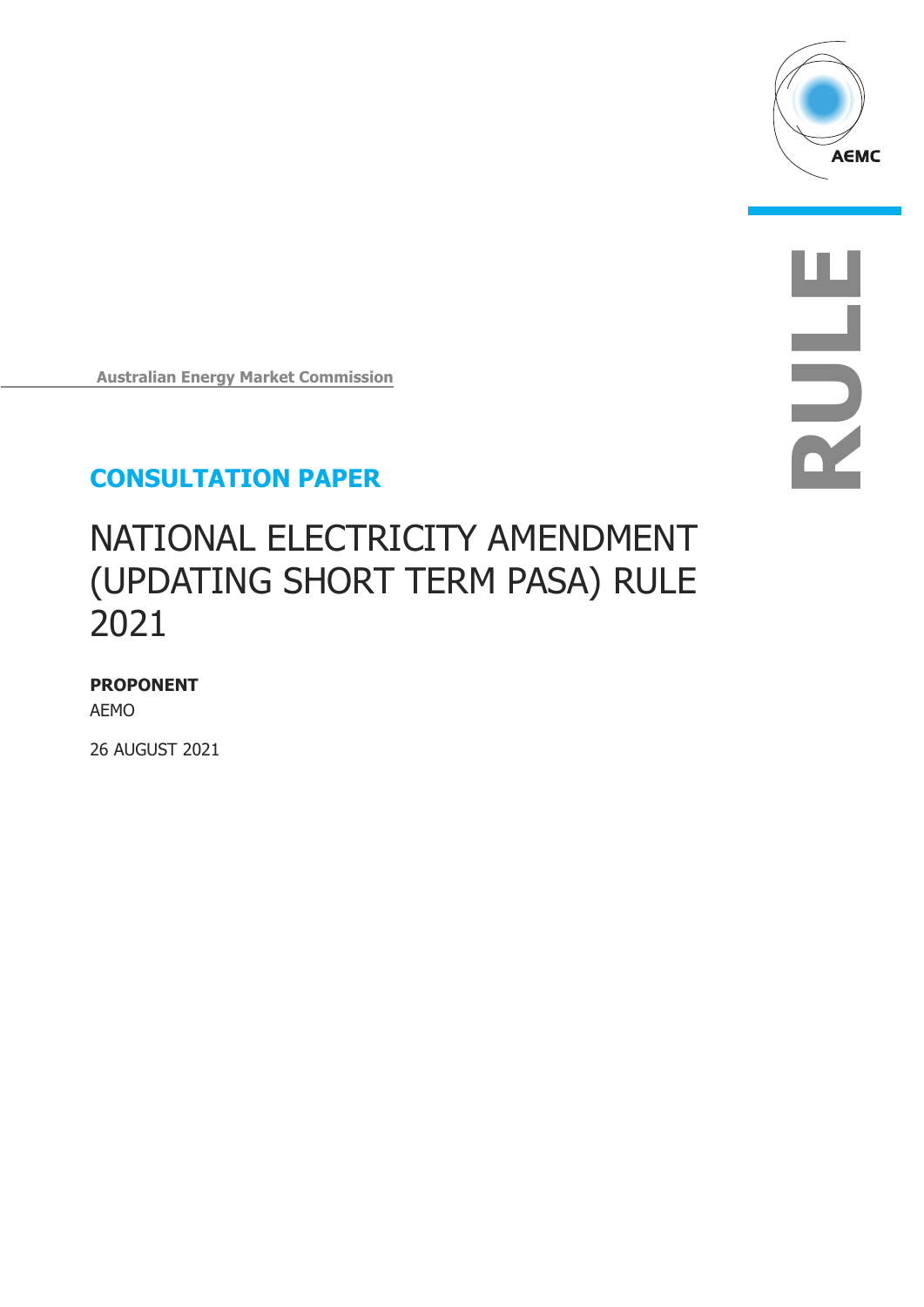Australian Energy Market Commission

## CONSULTATION PAPER

# NATIONAL ELECTRICITY AMENDMENT (UPDATING SHORT TERM PASA) RULE 2021

**PROPONENT**

AEMO

26 AUGUST 2021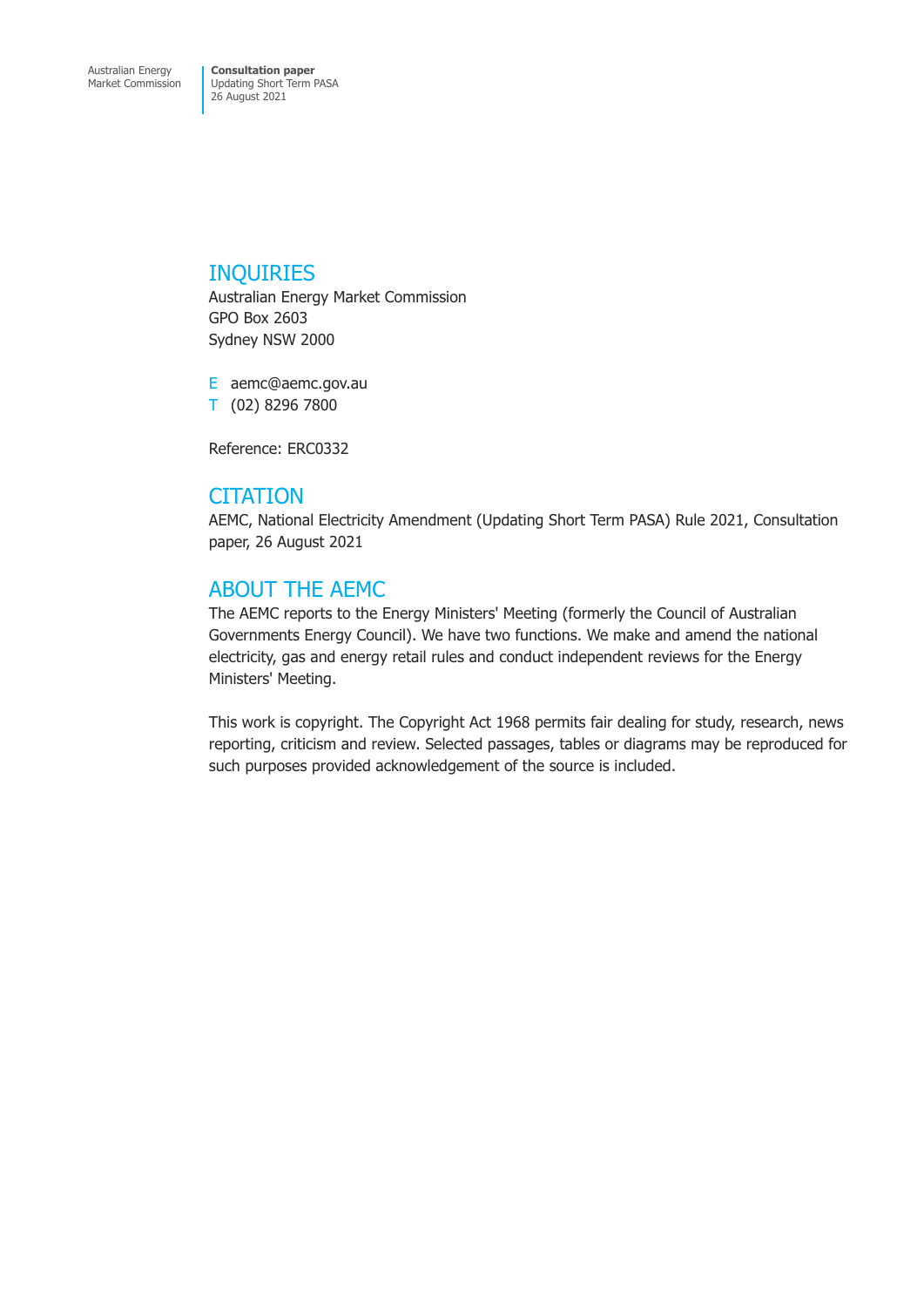## INQUIRIES

Australian Energy Market Commission
GPO Box 2603
Sydney NSW 2000

E aemc@aemc.gov.au
T (02) 8296 7800

Reference: ERC0332

## CITATION

AEMC, National Electricity Amendment (Updating Short Term PASA) Rule 2021, Consultation paper, 26 August 2021

## ABOUT THE AEMC

The AEMC reports to the Energy Ministers' Meeting (formerly the Council of Australian Governments Energy Council). We have two functions. We make and amend the national electricity, gas and energy retail rules and conduct independent reviews for the Energy Ministers' Meeting.

This work is copyright. The Copyright Act 1968 permits fair dealing for study, research, news reporting, criticism and review. Selected passages, tables or diagrams may be reproduced for such purposes provided acknowledgement of the source is included.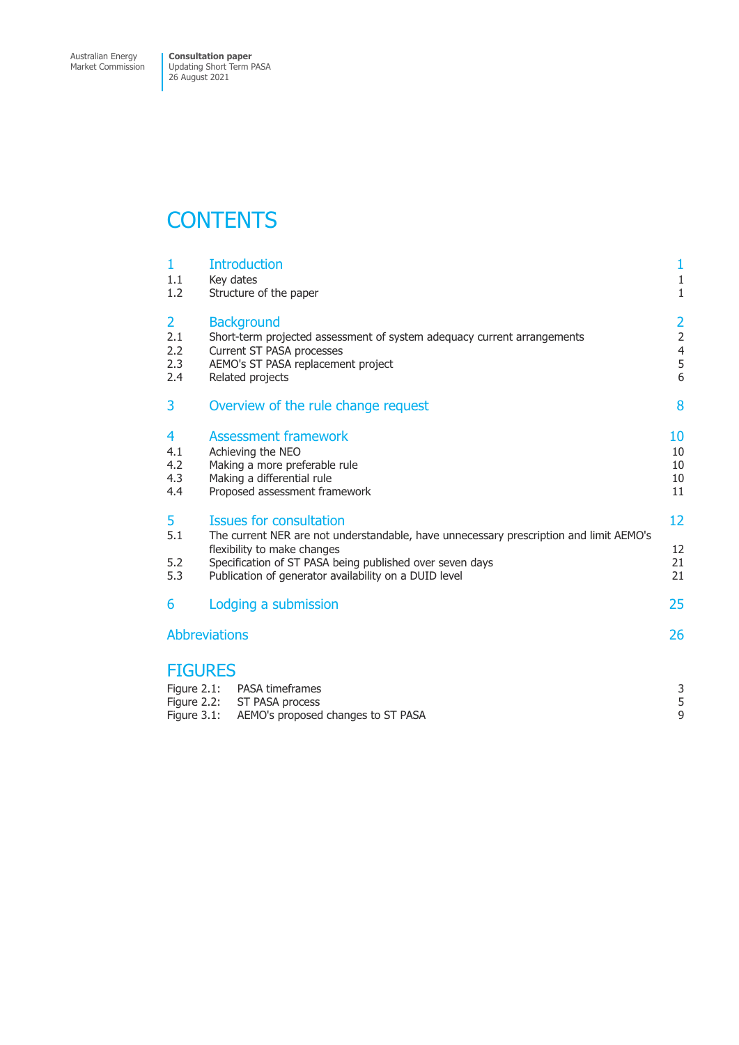# CONTENTS

| | | |
|---|---|---|
| **1** | **Introduction** | **1** |
| 1.1 | Key dates | 1 |
| 1.2 | Structure of the paper | 1 |
| **2** | **Background** | **2** |
| 2.1 | Short-term projected assessment of system adequacy current arrangements | 2 |
| 2.2 | Current ST PASA processes | 4 |
| 2.3 | AEMO's ST PASA replacement project | 5 |
| 2.4 | Related projects | 6 |
| **3** | **Overview of the rule change request** | **8** |
| **4** | **Assessment framework** | **10** |
| 4.1 | Achieving the NEO | 10 |
| 4.2 | Making a more preferable rule | 10 |
| 4.3 | Making a differential rule | 10 |
| 4.4 | Proposed assessment framework | 11 |
| **5** | **Issues for consultation** | **12** |
| 5.1 | The current NER are not understandable, have unnecessary prescription and limit AEMO's flexibility to make changes | 12 |
| 5.2 | Specification of ST PASA being published over seven days | 21 |
| 5.3 | Publication of generator availability on a DUID level | 21 |
| **6** | **Lodging a submission** | **25** |
| | **Abbreviations** | **26** |

# FIGURES

| | | |
|---|---|---|
| Figure 2.1: | PASA timeframes | 3 |
| Figure 2.2: | ST PASA process | 5 |
| Figure 3.1: | AEMO's proposed changes to ST PASA | 9 |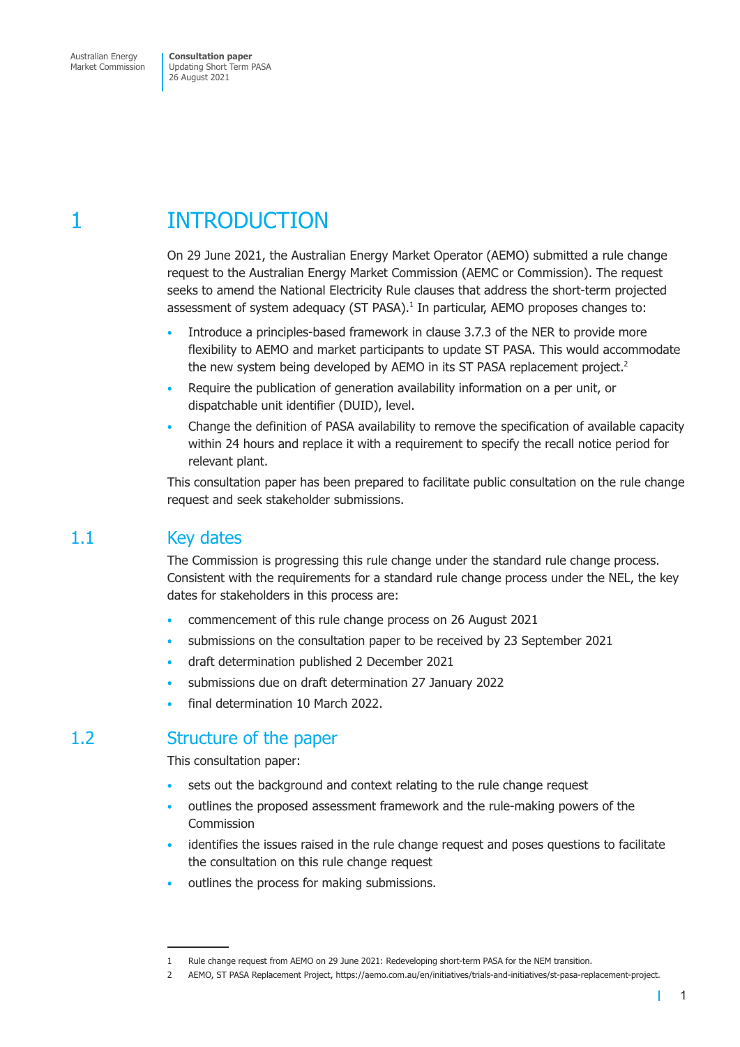# 1 INTRODUCTION

On 29 June 2021, the Australian Energy Market Operator (AEMO) submitted a rule change request to the Australian Energy Market Commission (AEMC or Commission). The request seeks to amend the National Electricity Rule clauses that address the short-term projected assessment of system adequacy (ST PASA).[1] In particular, AEMO proposes changes to:

- Introduce a principles-based framework in clause 3.7.3 of the NER to provide more flexibility to AEMO and market participants to update ST PASA. This would accommodate the new system being developed by AEMO in its ST PASA replacement project.[2]
- Require the publication of generation availability information on a per unit, or dispatchable unit identifier (DUID), level.
- Change the definition of PASA availability to remove the specification of available capacity within 24 hours and replace it with a requirement to specify the recall notice period for relevant plant.

This consultation paper has been prepared to facilitate public consultation on the rule change request and seek stakeholder submissions.

## 1.1 Key dates

The Commission is progressing this rule change under the standard rule change process. Consistent with the requirements for a standard rule change process under the NEL, the key dates for stakeholders in this process are:

- commencement of this rule change process on 26 August 2021
- submissions on the consultation paper to be received by 23 September 2021
- draft determination published 2 December 2021
- submissions due on draft determination 27 January 2022
- final determination 10 March 2022.

## 1.2 Structure of the paper

This consultation paper:

- sets out the background and context relating to the rule change request
- outlines the proposed assessment framework and the rule-making powers of the Commission
- identifies the issues raised in the rule change request and poses questions to facilitate the consultation on this rule change request
- outlines the process for making submissions.

---

1 Rule change request from AEMO on 29 June 2021: Redeveloping short-term PASA for the NEM transition.

2 AEMO, ST PASA Replacement Project, https://aemo.com.au/en/initiatives/trials-and-initiatives/st-pasa-replacement-project.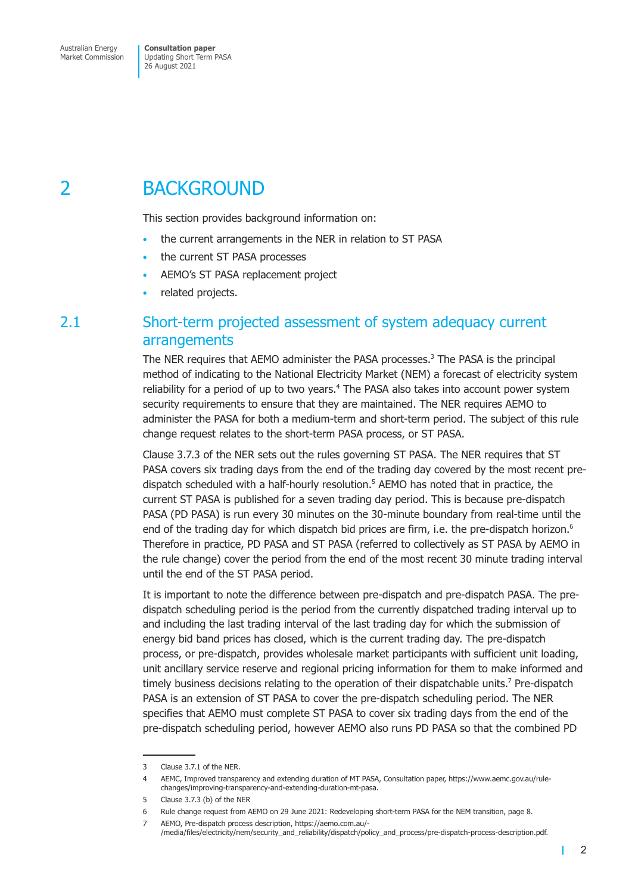# 2 BACKGROUND

This section provides background information on:

- the current arrangements in the NER in relation to ST PASA
- the current ST PASA processes
- AEMO's ST PASA replacement project
- related projects.

## 2.1 Short-term projected assessment of system adequacy current arrangements

The NER requires that AEMO administer the PASA processes.[3] The PASA is the principal method of indicating to the National Electricity Market (NEM) a forecast of electricity system reliability for a period of up to two years.[4] The PASA also takes into account power system security requirements to ensure that they are maintained. The NER requires AEMO to administer the PASA for both a medium-term and short-term period. The subject of this rule change request relates to the short-term PASA process, or ST PASA.

Clause 3.7.3 of the NER sets out the rules governing ST PASA. The NER requires that ST PASA covers six trading days from the end of the trading day covered by the most recent pre-dispatch scheduled with a half-hourly resolution.[5] AEMO has noted that in practice, the current ST PASA is published for a seven trading day period. This is because pre-dispatch PASA (PD PASA) is run every 30 minutes on the 30-minute boundary from real-time until the end of the trading day for which dispatch bid prices are firm, i.e. the pre-dispatch horizon.[6] Therefore in practice, PD PASA and ST PASA (referred to collectively as ST PASA by AEMO in the rule change) cover the period from the end of the most recent 30 minute trading interval until the end of the ST PASA period.

It is important to note the difference between pre-dispatch and pre-dispatch PASA. The pre-dispatch scheduling period is the period from the currently dispatched trading interval up to and including the last trading interval of the last trading day for which the submission of energy bid band prices has closed, which is the current trading day. The pre-dispatch process, or pre-dispatch, provides wholesale market participants with sufficient unit loading, unit ancillary service reserve and regional pricing information for them to make informed and timely business decisions relating to the operation of their dispatchable units.[7] Pre-dispatch PASA is an extension of ST PASA to cover the pre-dispatch scheduling period. The NER specifies that AEMO must complete ST PASA to cover six trading days from the end of the pre-dispatch scheduling period, however AEMO also runs PD PASA so that the combined PD

---

3 Clause 3.7.1 of the NER.

4 AEMC, Improved transparency and extending duration of MT PASA, Consultation paper, https://www.aemc.gov.au/rule-changes/improving-transparency-and-extending-duration-mt-pasa.

5 Clause 3.7.3 (b) of the NER

6 Rule change request from AEMO on 29 June 2021: Redeveloping short-term PASA for the NEM transition, page 8.

7 AEMO, Pre-dispatch process description, https://aemo.com.au/-/media/files/electricity/nem/security_and_reliability/dispatch/policy_and_process/pre-dispatch-process-description.pdf.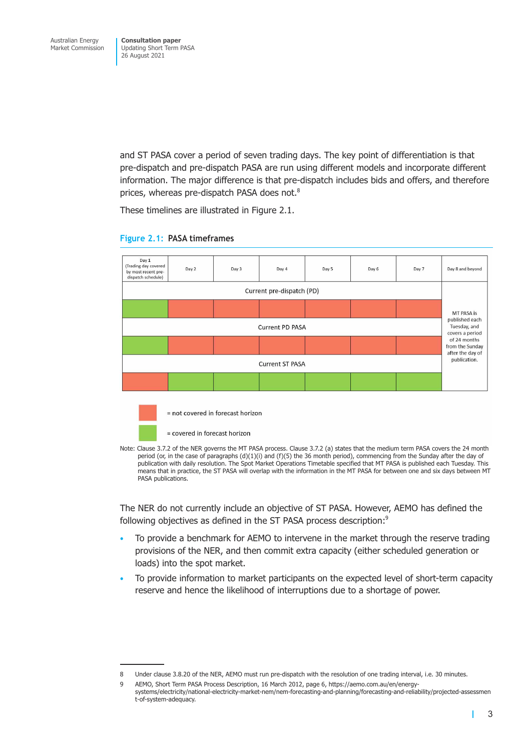and ST PASA cover a period of seven trading days. The key point of differentiation is that pre-dispatch and pre-dispatch PASA are run using different models and incorporate different information. The major difference is that pre-dispatch includes bids and offers, and therefore prices, whereas pre-dispatch PASA does not.[8]

These timelines are illustrated in Figure 2.1.

**Figure 2.1: PASA timeframes**

| Day 1 (Trading day covered by most recent pre-dispatch schedule) | Day 2 | Day 3 | Day 4 | Day 5 | Day 6 | Day 7 | Day 8 and beyond |
|---|---|---|---|---|---|---|---|
| Current pre-dispatch (PD) | | | | | | | MT PASA is published each Tuesday, and covers a period of 24 months from the Sunday after the day of publication. |
| covered | not covered | not covered | not covered | not covered | not covered | not covered | |
| Current PD PASA | | | | | | | |
| covered | not covered | not covered | not covered | not covered | not covered | not covered | |
| Current ST PASA | | | | | | | |
| not covered | covered | covered | covered | covered | covered | covered | |

= not covered in forecast horizon

= covered in forecast horizon

Note: Clause 3.7.2 of the NER governs the MT PASA process. Clause 3.7.2 (a) states that the medium term PASA covers the 24 month period (or, in the case of paragraphs (d)(1)(i) and (f)(5) the 36 month period), commencing from the Sunday after the day of publication with daily resolution. The Spot Market Operations Timetable specified that MT PASA is published each Tuesday. This means that in practice, the ST PASA will overlap with the information in the MT PASA for between one and six days between MT PASA publications.

The NER do not currently include an objective of ST PASA. However, AEMO has defined the following objectives as defined in the ST PASA process description:[9]

- To provide a benchmark for AEMO to intervene in the market through the reserve trading provisions of the NER, and then commit extra capacity (either scheduled generation or loads) into the spot market.
- To provide information to market participants on the expected level of short-term capacity reserve and hence the likelihood of interruptions due to a shortage of power.

---

8 Under clause 3.8.20 of the NER, AEMO must run pre-dispatch with the resolution of one trading interval, i.e. 30 minutes.

9 AEMO, Short Term PASA Process Description, 16 March 2012, page 6, https://aemo.com.au/en/energy-systems/electricity/national-electricity-market-nem/nem-forecasting-and-planning/forecasting-and-reliability/projected-assessment-of-system-adequacy.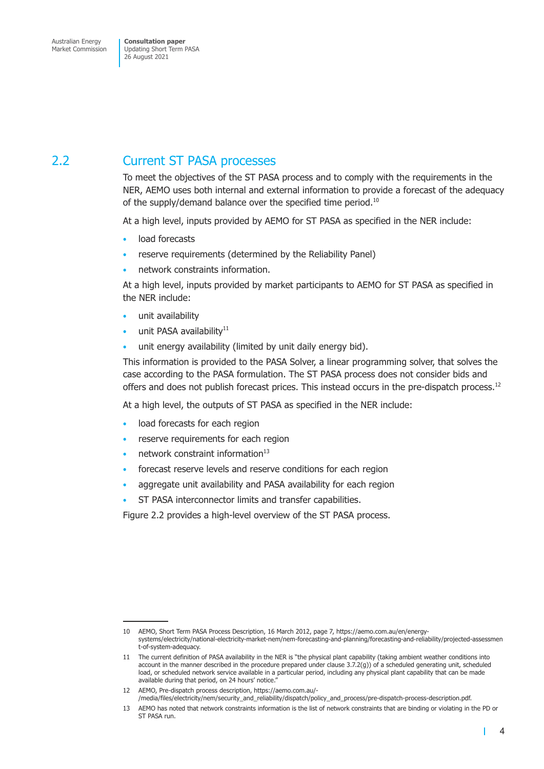## 2.2 Current ST PASA processes

To meet the objectives of the ST PASA process and to comply with the requirements in the NER, AEMO uses both internal and external information to provide a forecast of the adequacy of the supply/demand balance over the specified time period.[10]

At a high level, inputs provided by AEMO for ST PASA as specified in the NER include:

- load forecasts
- reserve requirements (determined by the Reliability Panel)
- network constraints information.

At a high level, inputs provided by market participants to AEMO for ST PASA as specified in the NER include:

- unit availability
- unit PASA availability[11]
- unit energy availability (limited by unit daily energy bid).

This information is provided to the PASA Solver, a linear programming solver, that solves the case according to the PASA formulation. The ST PASA process does not consider bids and offers and does not publish forecast prices. This instead occurs in the pre-dispatch process.[12]

At a high level, the outputs of ST PASA as specified in the NER include:

- load forecasts for each region
- reserve requirements for each region
- network constraint information[13]
- forecast reserve levels and reserve conditions for each region
- aggregate unit availability and PASA availability for each region
- ST PASA interconnector limits and transfer capabilities.

Figure 2.2 provides a high-level overview of the ST PASA process.

---

10 AEMO, Short Term PASA Process Description, 16 March 2012, page 7, https://aemo.com.au/en/energy-systems/electricity/national-electricity-market-nem/nem-forecasting-and-planning/forecasting-and-reliability/projected-assessment-of-system-adequacy.

11 The current definition of PASA availability in the NER is "the physical plant capability (taking ambient weather conditions into account in the manner described in the procedure prepared under clause 3.7.2(g)) of a scheduled generating unit, scheduled load, or scheduled network service available in a particular period, including any physical plant capability that can be made available during that period, on 24 hours' notice."

12 AEMO, Pre-dispatch process description, https://aemo.com.au/-/media/files/electricity/nem/security_and_reliability/dispatch/policy_and_process/pre-dispatch-process-description.pdf.

13 AEMO has noted that network constraints information is the list of network constraints that are binding or violating in the PD or ST PASA run.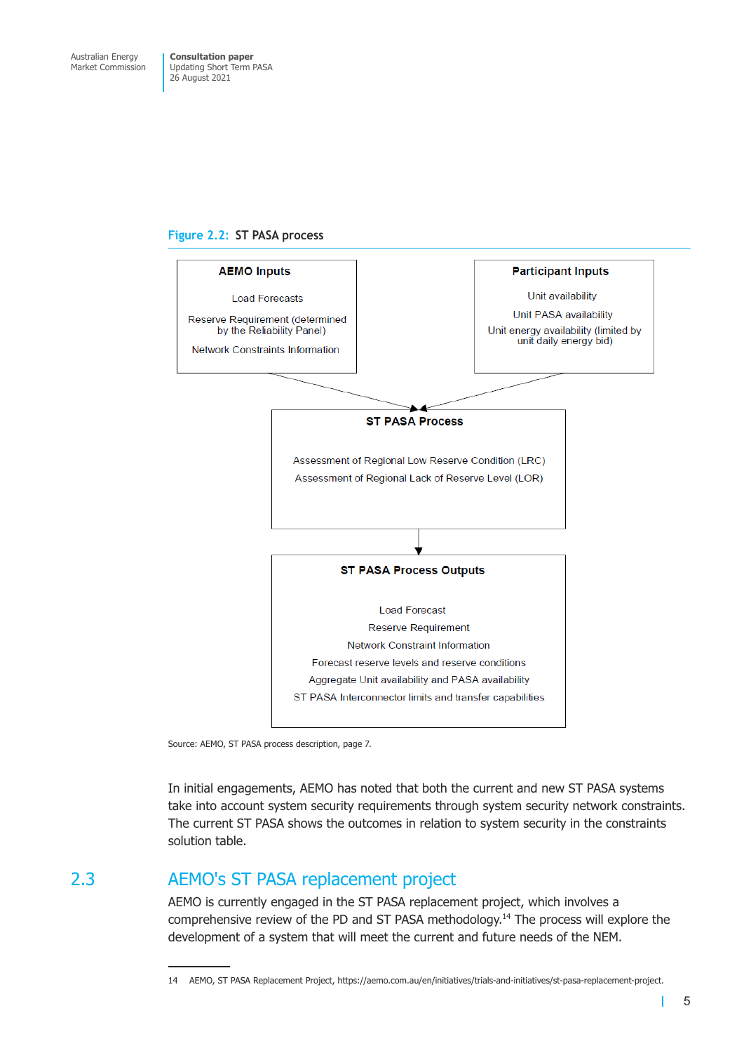Figure 2.2: ST PASA process

**AEMO Inputs**

Load Forecasts

Reserve Requirement (determined by the Reliability Panel)

Network Constraints Information

**Participant Inputs**

Unit availability

Unit PASA availability

Unit energy availability (limited by unit daily energy bid)

**ST PASA Process**

Assessment of Regional Low Reserve Condition (LRC)

Assessment of Regional Lack of Reserve Level (LOR)

**ST PASA Process Outputs**

Load Forecast

Reserve Requirement

Network Constraint Information

Forecast reserve levels and reserve conditions

Aggregate Unit availability and PASA availability

ST PASA Interconnector limits and transfer capabilities

Source: AEMO, ST PASA process description, page 7.

In initial engagements, AEMO has noted that both the current and new ST PASA systems take into account system security requirements through system security network constraints. The current ST PASA shows the outcomes in relation to system security in the constraints solution table.

## 2.3 AEMO's ST PASA replacement project

AEMO is currently engaged in the ST PASA replacement project, which involves a comprehensive review of the PD and ST PASA methodology.[14] The process will explore the development of a system that will meet the current and future needs of the NEM.

14 AEMO, ST PASA Replacement Project, https://aemo.com.au/en/initiatives/trials-and-initiatives/st-pasa-replacement-project.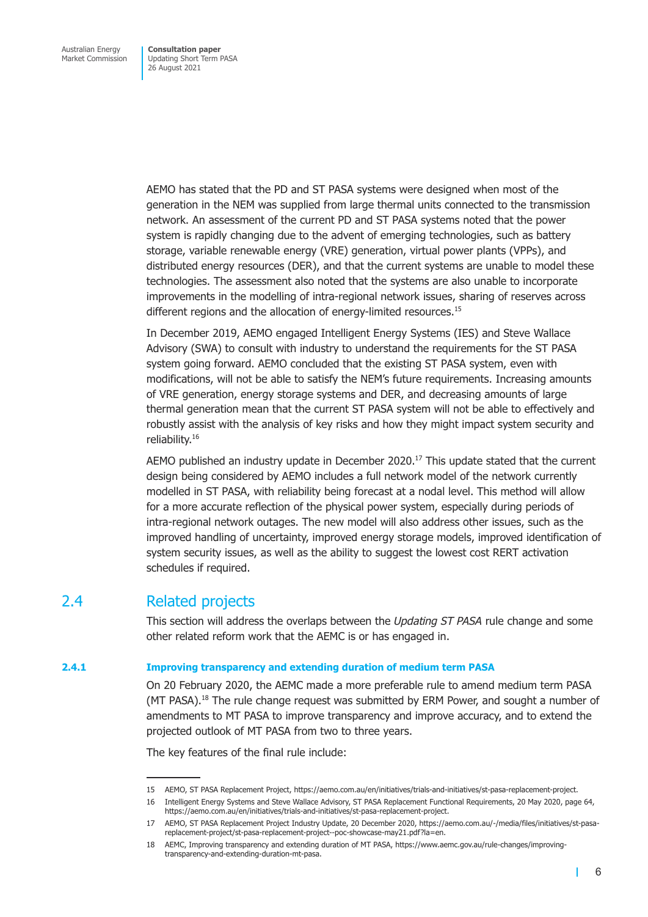AEMO has stated that the PD and ST PASA systems were designed when most of the generation in the NEM was supplied from large thermal units connected to the transmission network. An assessment of the current PD and ST PASA systems noted that the power system is rapidly changing due to the advent of emerging technologies, such as battery storage, variable renewable energy (VRE) generation, virtual power plants (VPPs), and distributed energy resources (DER), and that the current systems are unable to model these technologies. The assessment also noted that the systems are also unable to incorporate improvements in the modelling of intra-regional network issues, sharing of reserves across different regions and the allocation of energy-limited resources.[15]

In December 2019, AEMO engaged Intelligent Energy Systems (IES) and Steve Wallace Advisory (SWA) to consult with industry to understand the requirements for the ST PASA system going forward. AEMO concluded that the existing ST PASA system, even with modifications, will not be able to satisfy the NEM's future requirements. Increasing amounts of VRE generation, energy storage systems and DER, and decreasing amounts of large thermal generation mean that the current ST PASA system will not be able to effectively and robustly assist with the analysis of key risks and how they might impact system security and reliability.[16]

AEMO published an industry update in December 2020.[17] This update stated that the current design being considered by AEMO includes a full network model of the network currently modelled in ST PASA, with reliability being forecast at a nodal level. This method will allow for a more accurate reflection of the physical power system, especially during periods of intra-regional network outages. The new model will also address other issues, such as the improved handling of uncertainty, improved energy storage models, improved identification of system security issues, as well as the ability to suggest the lowest cost RERT activation schedules if required.

## 2.4 Related projects

This section will address the overlaps between the *Updating ST PASA* rule change and some other related reform work that the AEMC is or has engaged in.

### 2.4.1 Improving transparency and extending duration of medium term PASA

On 20 February 2020, the AEMC made a more preferable rule to amend medium term PASA (MT PASA).[18] The rule change request was submitted by ERM Power, and sought a number of amendments to MT PASA to improve transparency and improve accuracy, and to extend the projected outlook of MT PASA from two to three years.

The key features of the final rule include:

---

15 AEMO, ST PASA Replacement Project, https://aemo.com.au/en/initiatives/trials-and-initiatives/st-pasa-replacement-project.

16 Intelligent Energy Systems and Steve Wallace Advisory, ST PASA Replacement Functional Requirements, 20 May 2020, page 64, https://aemo.com.au/en/initiatives/trials-and-initiatives/st-pasa-replacement-project.

17 AEMO, ST PASA Replacement Project Industry Update, 20 December 2020, https://aemo.com.au/-/media/files/initiatives/st-pasa-replacement-project/st-pasa-replacement-project--poc-showcase-may21.pdf?la=en.

18 AEMC, Improving transparency and extending duration of MT PASA, https://www.aemc.gov.au/rule-changes/improving-transparency-and-extending-duration-mt-pasa.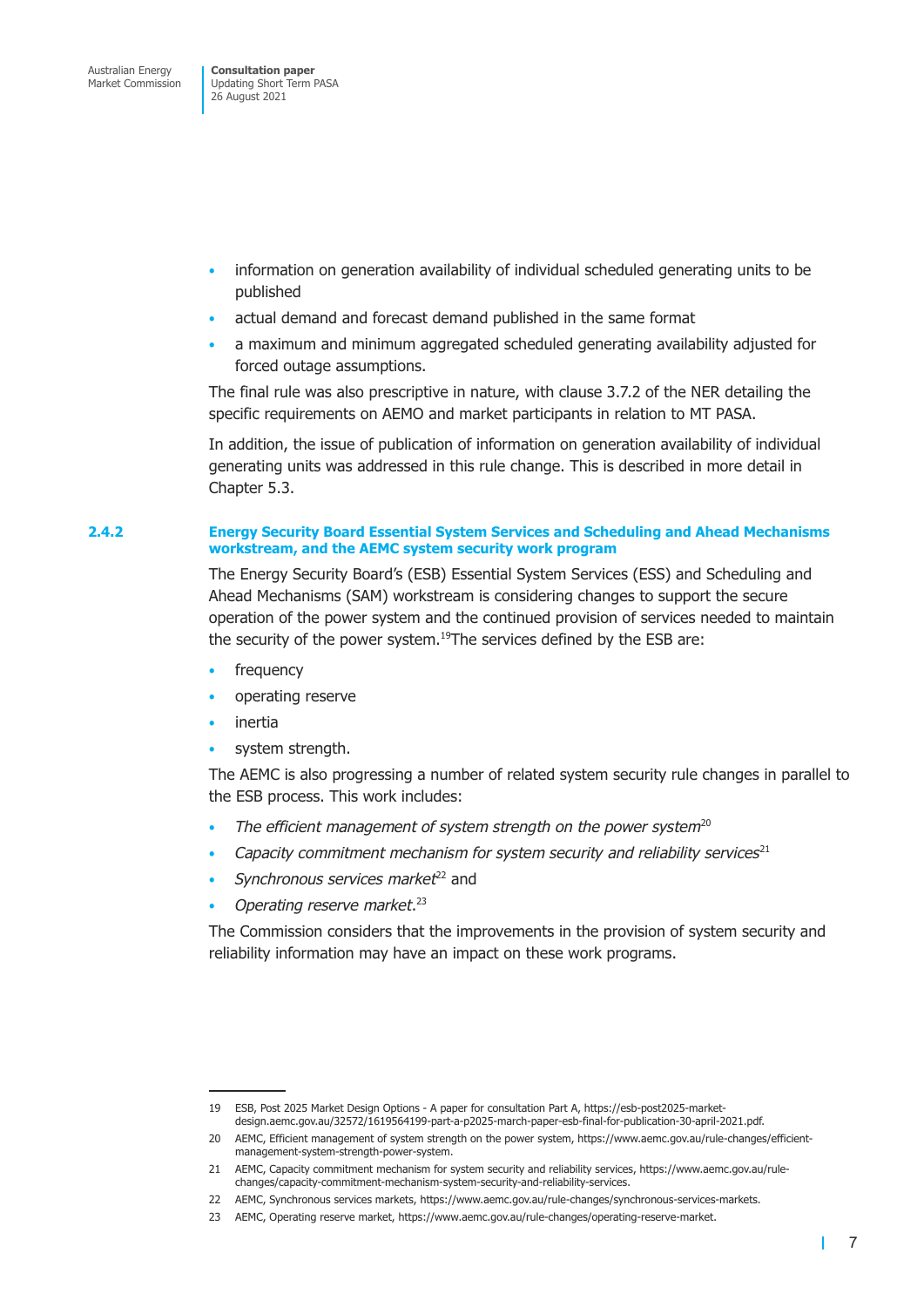- information on generation availability of individual scheduled generating units to be published
- actual demand and forecast demand published in the same format
- a maximum and minimum aggregated scheduled generating availability adjusted for forced outage assumptions.

The final rule was also prescriptive in nature, with clause 3.7.2 of the NER detailing the specific requirements on AEMO and market participants in relation to MT PASA.

In addition, the issue of publication of information on generation availability of individual generating units was addressed in this rule change. This is described in more detail in Chapter 5.3.

### 2.4.2 Energy Security Board Essential System Services and Scheduling and Ahead Mechanisms workstream, and the AEMC system security work program

The Energy Security Board's (ESB) Essential System Services (ESS) and Scheduling and Ahead Mechanisms (SAM) workstream is considering changes to support the secure operation of the power system and the continued provision of services needed to maintain the security of the power system.[19]The services defined by the ESB are:

- frequency
- operating reserve
- inertia
- system strength.

The AEMC is also progressing a number of related system security rule changes in parallel to the ESB process. This work includes:

- *The efficient management of system strength on the power system*[20]
- *Capacity commitment mechanism for system security and reliability services*[21]
- *Synchronous services market*[22] and
- *Operating reserve market*.[23]

The Commission considers that the improvements in the provision of system security and reliability information may have an impact on these work programs.

---

19 ESB, Post 2025 Market Design Options - A paper for consultation Part A, https://esb-post2025-market-design.aemc.gov.au/32572/1619564199-part-a-p2025-march-paper-esb-final-for-publication-30-april-2021.pdf.

20 AEMC, Efficient management of system strength on the power system, https://www.aemc.gov.au/rule-changes/efficient-management-system-strength-power-system.

21 AEMC, Capacity commitment mechanism for system security and reliability services, https://www.aemc.gov.au/rule-changes/capacity-commitment-mechanism-system-security-and-reliability-services.

22 AEMC, Synchronous services markets, https://www.aemc.gov.au/rule-changes/synchronous-services-markets.

23 AEMC, Operating reserve market, https://www.aemc.gov.au/rule-changes/operating-reserve-market.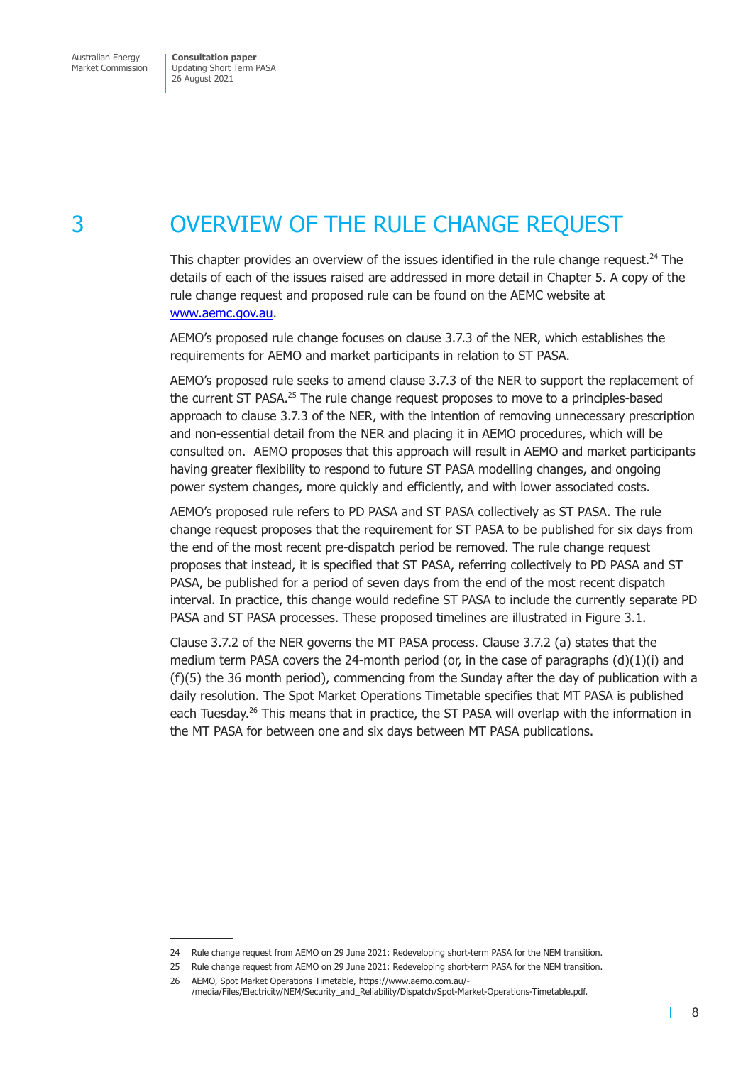# 3 OVERVIEW OF THE RULE CHANGE REQUEST

This chapter provides an overview of the issues identified in the rule change request.[24] The details of each of the issues raised are addressed in more detail in Chapter 5. A copy of the rule change request and proposed rule can be found on the AEMC website at www.aemc.gov.au.

AEMO's proposed rule change focuses on clause 3.7.3 of the NER, which establishes the requirements for AEMO and market participants in relation to ST PASA.

AEMO's proposed rule seeks to amend clause 3.7.3 of the NER to support the replacement of the current ST PASA.[25] The rule change request proposes to move to a principles-based approach to clause 3.7.3 of the NER, with the intention of removing unnecessary prescription and non-essential detail from the NER and placing it in AEMO procedures, which will be consulted on. AEMO proposes that this approach will result in AEMO and market participants having greater flexibility to respond to future ST PASA modelling changes, and ongoing power system changes, more quickly and efficiently, and with lower associated costs.

AEMO's proposed rule refers to PD PASA and ST PASA collectively as ST PASA. The rule change request proposes that the requirement for ST PASA to be published for six days from the end of the most recent pre-dispatch period be removed. The rule change request proposes that instead, it is specified that ST PASA, referring collectively to PD PASA and ST PASA, be published for a period of seven days from the end of the most recent dispatch interval. In practice, this change would redefine ST PASA to include the currently separate PD PASA and ST PASA processes. These proposed timelines are illustrated in Figure 3.1.

Clause 3.7.2 of the NER governs the MT PASA process. Clause 3.7.2 (a) states that the medium term PASA covers the 24-month period (or, in the case of paragraphs (d)(1)(i) and (f)(5) the 36 month period), commencing from the Sunday after the day of publication with a daily resolution. The Spot Market Operations Timetable specifies that MT PASA is published each Tuesday.[26] This means that in practice, the ST PASA will overlap with the information in the MT PASA for between one and six days between MT PASA publications.

---

24 Rule change request from AEMO on 29 June 2021: Redeveloping short-term PASA for the NEM transition.

25 Rule change request from AEMO on 29 June 2021: Redeveloping short-term PASA for the NEM transition.

26 AEMO, Spot Market Operations Timetable, https://www.aemo.com.au/-/media/Files/Electricity/NEM/Security_and_Reliability/Dispatch/Spot-Market-Operations-Timetable.pdf.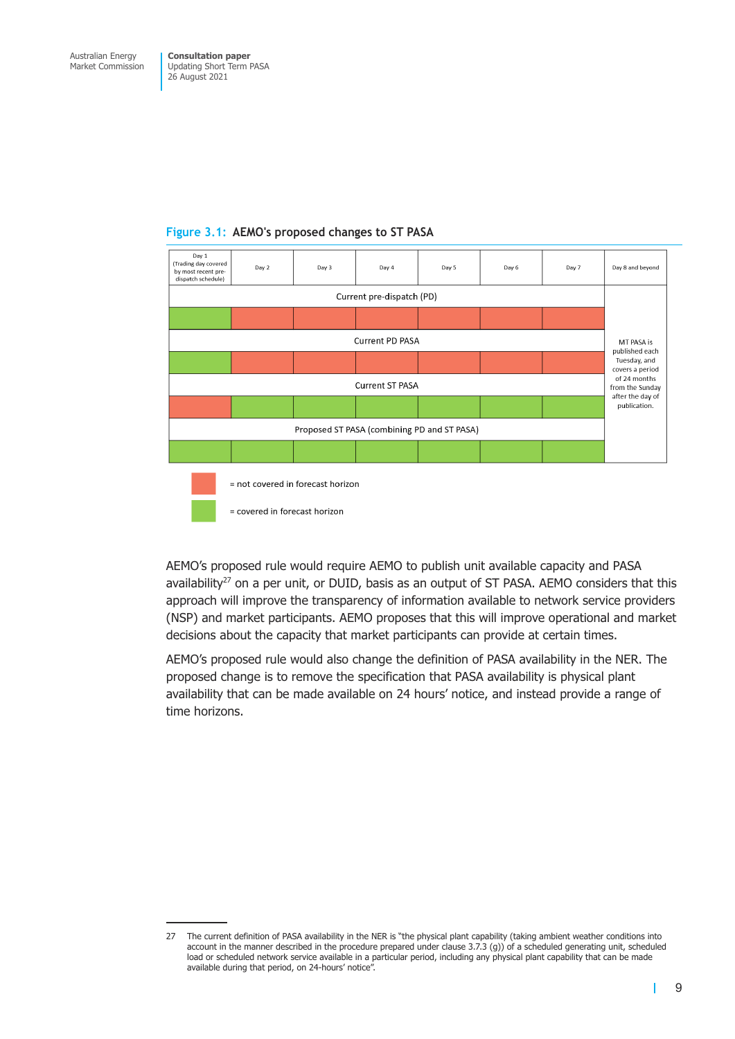**Figure 3.1: AEMO's proposed changes to ST PASA**

| Day 1 (Trading day covered by most recent pre-dispatch schedule) | Day 2 | Day 3 | Day 4 | Day 5 | Day 6 | Day 7 | Day 8 and beyond |
|---|---|---|---|---|---|---|---|
| Current pre-dispatch (PD) | | | | | | | MT PASA is published each Tuesday, and covers a period of 24 months from the Sunday after the day of publication. |
| covered | not covered | not covered | not covered | not covered | not covered | not covered | |
| Current PD PASA | | | | | | | |
| covered | not covered | not covered | not covered | not covered | not covered | not covered | |
| Current ST PASA | | | | | | | |
| not covered | covered | covered | covered | covered | covered | covered | |
| Proposed ST PASA (combining PD and ST PASA) | | | | | | | |
| covered | covered | covered | covered | covered | covered | covered | |

= not covered in forecast horizon

= covered in forecast horizon

AEMO's proposed rule would require AEMO to publish unit available capacity and PASA availability[27] on a per unit, or DUID, basis as an output of ST PASA. AEMO considers that this approach will improve the transparency of information available to network service providers (NSP) and market participants. AEMO proposes that this will improve operational and market decisions about the capacity that market participants can provide at certain times.

AEMO's proposed rule would also change the definition of PASA availability in the NER. The proposed change is to remove the specification that PASA availability is physical plant availability that can be made available on 24 hours' notice, and instead provide a range of time horizons.

---

27 The current definition of PASA availability in the NER is "the physical plant capability (taking ambient weather conditions into account in the manner described in the procedure prepared under clause 3.7.3 (g)) of a scheduled generating unit, scheduled load or scheduled network service available in a particular period, including any physical plant capability that can be made available during that period, on 24-hours' notice".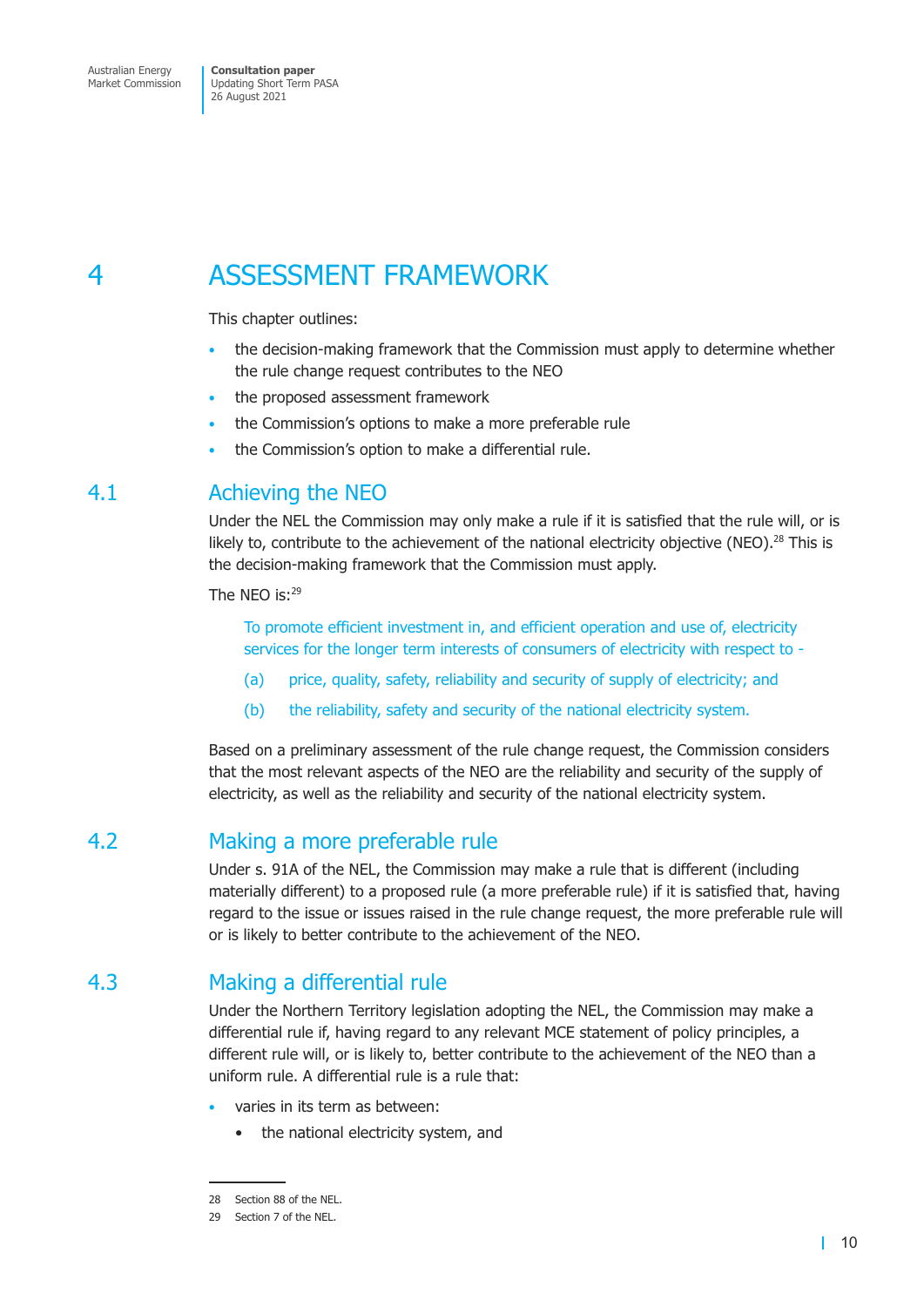# 4 ASSESSMENT FRAMEWORK

This chapter outlines:

- the decision-making framework that the Commission must apply to determine whether the rule change request contributes to the NEO
- the proposed assessment framework
- the Commission's options to make a more preferable rule
- the Commission's option to make a differential rule.

## 4.1 Achieving the NEO

Under the NEL the Commission may only make a rule if it is satisfied that the rule will, or is likely to, contribute to the achievement of the national electricity objective (NEO).[28] This is the decision-making framework that the Commission must apply.

The NEO is:[29]

> To promote efficient investment in, and efficient operation and use of, electricity services for the longer term interests of consumers of electricity with respect to -
>
> (a) price, quality, safety, reliability and security of supply of electricity; and
>
> (b) the reliability, safety and security of the national electricity system.

Based on a preliminary assessment of the rule change request, the Commission considers that the most relevant aspects of the NEO are the reliability and security of the supply of electricity, as well as the reliability and security of the national electricity system.

## 4.2 Making a more preferable rule

Under s. 91A of the NEL, the Commission may make a rule that is different (including materially different) to a proposed rule (a more preferable rule) if it is satisfied that, having regard to the issue or issues raised in the rule change request, the more preferable rule will or is likely to better contribute to the achievement of the NEO.

## 4.3 Making a differential rule

Under the Northern Territory legislation adopting the NEL, the Commission may make a differential rule if, having regard to any relevant MCE statement of policy principles, a different rule will, or is likely to, better contribute to the achievement of the NEO than a uniform rule. A differential rule is a rule that:

- varies in its term as between:
  - the national electricity system, and

---

28 Section 88 of the NEL.

29 Section 7 of the NEL.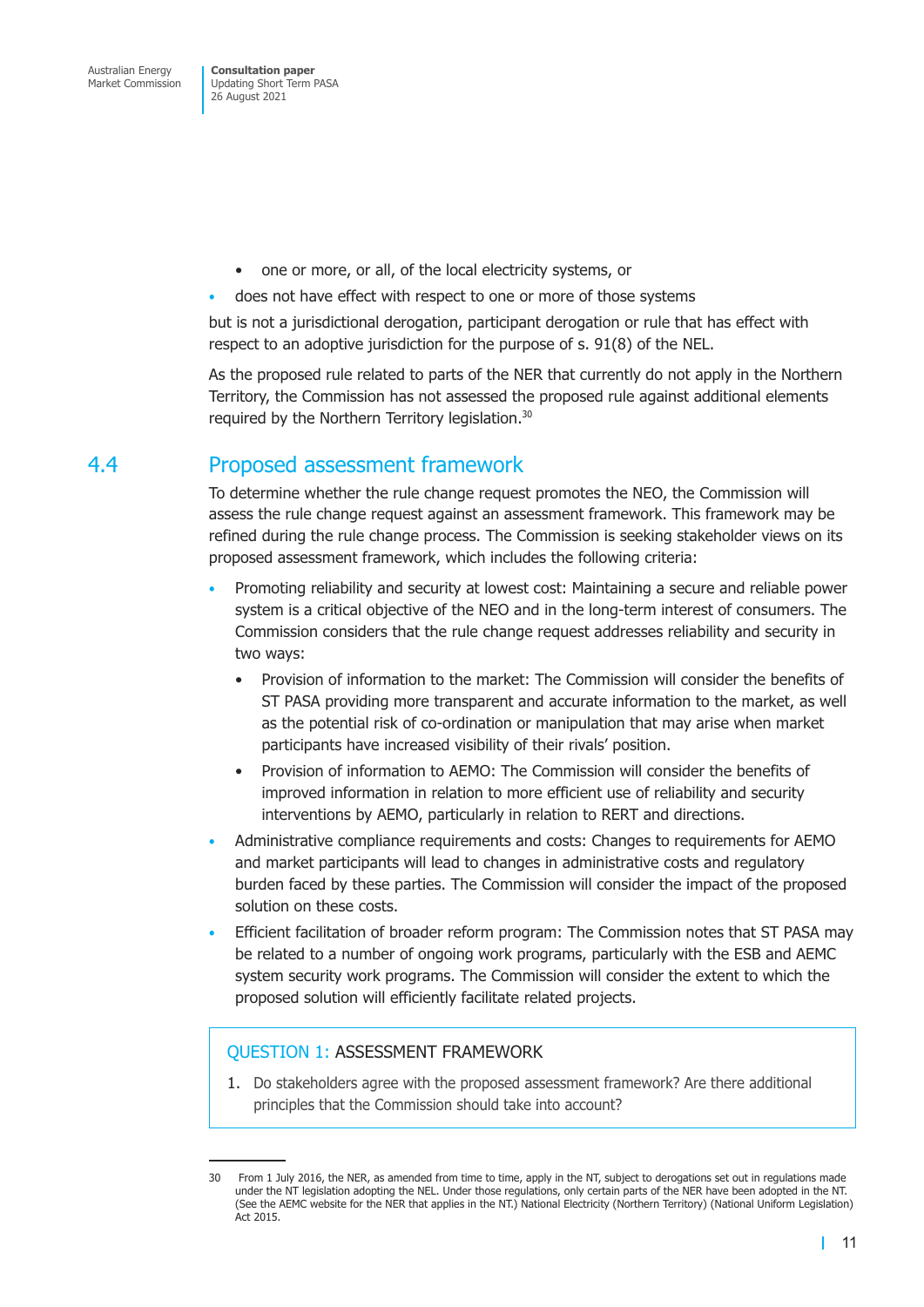- one or more, or all, of the local electricity systems, or
- does not have effect with respect to one or more of those systems

but is not a jurisdictional derogation, participant derogation or rule that has effect with respect to an adoptive jurisdiction for the purpose of s. 91(8) of the NEL.

As the proposed rule related to parts of the NER that currently do not apply in the Northern Territory, the Commission has not assessed the proposed rule against additional elements required by the Northern Territory legislation.[30]

## 4.4 Proposed assessment framework

To determine whether the rule change request promotes the NEO, the Commission will assess the rule change request against an assessment framework. This framework may be refined during the rule change process. The Commission is seeking stakeholder views on its proposed assessment framework, which includes the following criteria:

- Promoting reliability and security at lowest cost: Maintaining a secure and reliable power system is a critical objective of the NEO and in the long-term interest of consumers. The Commission considers that the rule change request addresses reliability and security in two ways:
    - Provision of information to the market: The Commission will consider the benefits of ST PASA providing more transparent and accurate information to the market, as well as the potential risk of co-ordination or manipulation that may arise when market participants have increased visibility of their rivals' position.
    - Provision of information to AEMO: The Commission will consider the benefits of improved information in relation to more efficient use of reliability and security interventions by AEMO, particularly in relation to RERT and directions.
- Administrative compliance requirements and costs: Changes to requirements for AEMO and market participants will lead to changes in administrative costs and regulatory burden faced by these parties. The Commission will consider the impact of the proposed solution on these costs.
- Efficient facilitation of broader reform program: The Commission notes that ST PASA may be related to a number of ongoing work programs, particularly with the ESB and AEMC system security work programs. The Commission will consider the extent to which the proposed solution will efficiently facilitate related projects.

> QUESTION 1: ASSESSMENT FRAMEWORK
>
> 1. Do stakeholders agree with the proposed assessment framework? Are there additional principles that the Commission should take into account?

---

30 From 1 July 2016, the NER, as amended from time to time, apply in the NT, subject to derogations set out in regulations made under the NT legislation adopting the NEL. Under those regulations, only certain parts of the NER have been adopted in the NT. (See the AEMC website for the NER that applies in the NT.) National Electricity (Northern Territory) (National Uniform Legislation) Act 2015.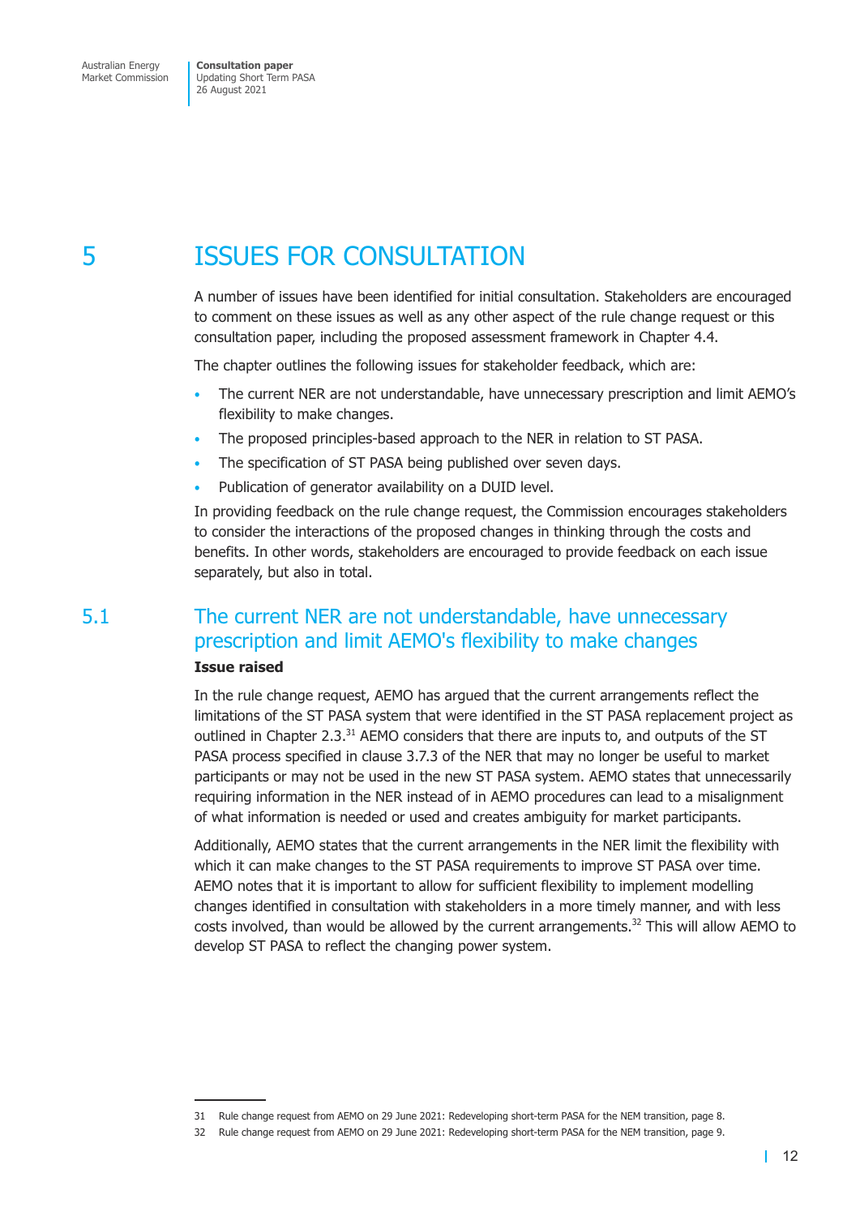# 5 ISSUES FOR CONSULTATION

A number of issues have been identified for initial consultation. Stakeholders are encouraged to comment on these issues as well as any other aspect of the rule change request or this consultation paper, including the proposed assessment framework in Chapter 4.4.

The chapter outlines the following issues for stakeholder feedback, which are:

- The current NER are not understandable, have unnecessary prescription and limit AEMO's flexibility to make changes.
- The proposed principles-based approach to the NER in relation to ST PASA.
- The specification of ST PASA being published over seven days.
- Publication of generator availability on a DUID level.

In providing feedback on the rule change request, the Commission encourages stakeholders to consider the interactions of the proposed changes in thinking through the costs and benefits. In other words, stakeholders are encouraged to provide feedback on each issue separately, but also in total.

## 5.1 The current NER are not understandable, have unnecessary prescription and limit AEMO's flexibility to make changes

**Issue raised**

In the rule change request, AEMO has argued that the current arrangements reflect the limitations of the ST PASA system that were identified in the ST PASA replacement project as outlined in Chapter 2.3.[31] AEMO considers that there are inputs to, and outputs of the ST PASA process specified in clause 3.7.3 of the NER that may no longer be useful to market participants or may not be used in the new ST PASA system. AEMO states that unnecessarily requiring information in the NER instead of in AEMO procedures can lead to a misalignment of what information is needed or used and creates ambiguity for market participants.

Additionally, AEMO states that the current arrangements in the NER limit the flexibility with which it can make changes to the ST PASA requirements to improve ST PASA over time. AEMO notes that it is important to allow for sufficient flexibility to implement modelling changes identified in consultation with stakeholders in a more timely manner, and with less costs involved, than would be allowed by the current arrangements.[32] This will allow AEMO to develop ST PASA to reflect the changing power system.

31 Rule change request from AEMO on 29 June 2021: Redeveloping short-term PASA for the NEM transition, page 8.

32 Rule change request from AEMO on 29 June 2021: Redeveloping short-term PASA for the NEM transition, page 9.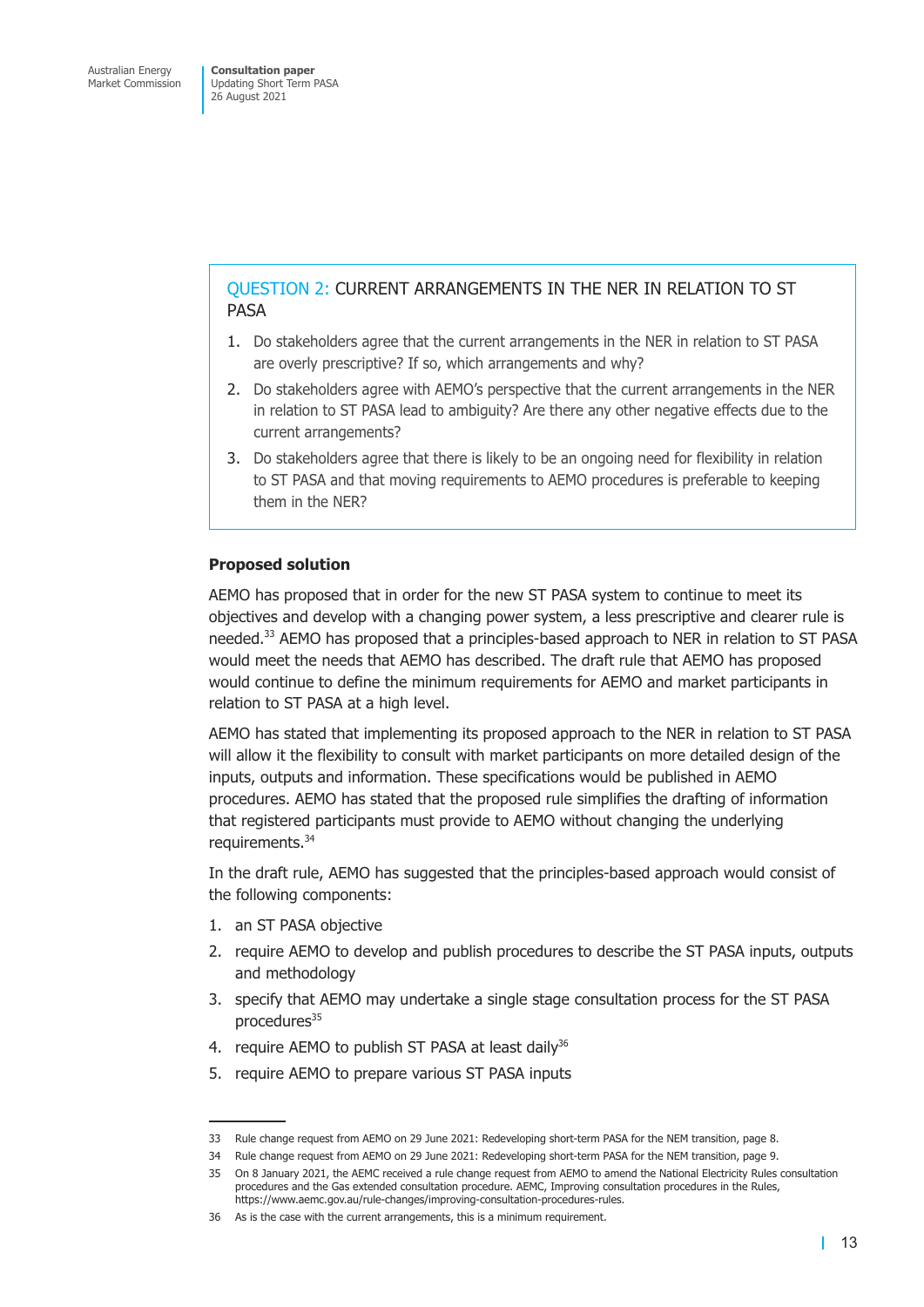> **QUESTION 2: CURRENT ARRANGEMENTS IN THE NER IN RELATION TO ST PASA**
>
> 1. Do stakeholders agree that the current arrangements in the NER in relation to ST PASA are overly prescriptive? If so, which arrangements and why?
> 2. Do stakeholders agree with AEMO's perspective that the current arrangements in the NER in relation to ST PASA lead to ambiguity? Are there any other negative effects due to the current arrangements?
> 3. Do stakeholders agree that there is likely to be an ongoing need for flexibility in relation to ST PASA and that moving requirements to AEMO procedures is preferable to keeping them in the NER?

**Proposed solution**

AEMO has proposed that in order for the new ST PASA system to continue to meet its objectives and develop with a changing power system, a less prescriptive and clearer rule is needed.[33] AEMO has proposed that a principles-based approach to NER in relation to ST PASA would meet the needs that AEMO has described. The draft rule that AEMO has proposed would continue to define the minimum requirements for AEMO and market participants in relation to ST PASA at a high level.

AEMO has stated that implementing its proposed approach to the NER in relation to ST PASA will allow it the flexibility to consult with market participants on more detailed design of the inputs, outputs and information. These specifications would be published in AEMO procedures. AEMO has stated that the proposed rule simplifies the drafting of information that registered participants must provide to AEMO without changing the underlying requirements.[34]

In the draft rule, AEMO has suggested that the principles-based approach would consist of the following components:

1. an ST PASA objective
2. require AEMO to develop and publish procedures to describe the ST PASA inputs, outputs and methodology
3. specify that AEMO may undertake a single stage consultation process for the ST PASA procedures[35]
4. require AEMO to publish ST PASA at least daily[36]
5. require AEMO to prepare various ST PASA inputs

---

33 Rule change request from AEMO on 29 June 2021: Redeveloping short-term PASA for the NEM transition, page 8.

34 Rule change request from AEMO on 29 June 2021: Redeveloping short-term PASA for the NEM transition, page 9.

35 On 8 January 2021, the AEMC received a rule change request from AEMO to amend the National Electricity Rules consultation procedures and the Gas extended consultation procedure. AEMC, Improving consultation procedures in the Rules, https://www.aemc.gov.au/rule-changes/improving-consultation-procedures-rules.

36 As is the case with the current arrangements, this is a minimum requirement.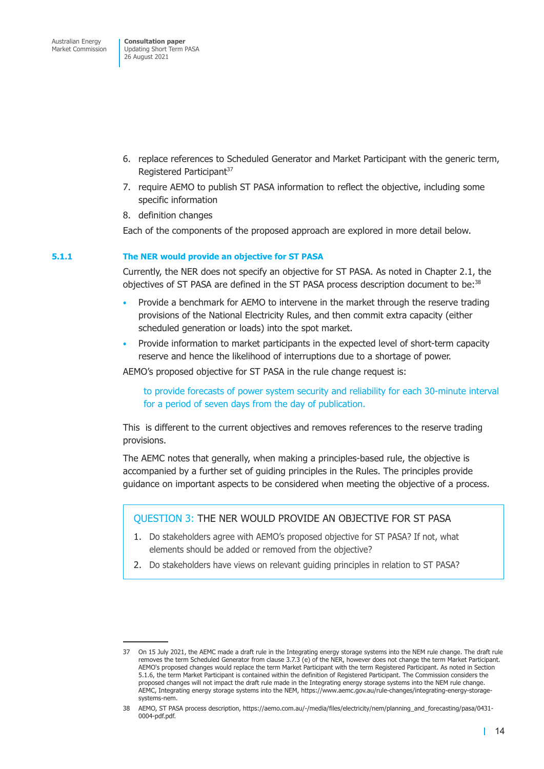6. replace references to Scheduled Generator and Market Participant with the generic term, Registered Participant[37]
7. require AEMO to publish ST PASA information to reflect the objective, including some specific information
8. definition changes

Each of the components of the proposed approach are explored in more detail below.

### 5.1.1 The NER would provide an objective for ST PASA

Currently, the NER does not specify an objective for ST PASA. As noted in Chapter 2.1, the objectives of ST PASA are defined in the ST PASA process description document to be:[38]

- Provide a benchmark for AEMO to intervene in the market through the reserve trading provisions of the National Electricity Rules, and then commit extra capacity (either scheduled generation or loads) into the spot market.
- Provide information to market participants in the expected level of short-term capacity reserve and hence the likelihood of interruptions due to a shortage of power.

AEMO's proposed objective for ST PASA in the rule change request is:

> to provide forecasts of power system security and reliability for each 30-minute interval for a period of seven days from the day of publication.

This is different to the current objectives and removes references to the reserve trading provisions.

The AEMC notes that generally, when making a principles-based rule, the objective is accompanied by a further set of guiding principles in the Rules. The principles provide guidance on important aspects to be considered when meeting the objective of a process.

> **QUESTION 3: THE NER WOULD PROVIDE AN OBJECTIVE FOR ST PASA**
>
> 1. Do stakeholders agree with AEMO's proposed objective for ST PASA? If not, what elements should be added or removed from the objective?
> 2. Do stakeholders have views on relevant guiding principles in relation to ST PASA?

---

37 On 15 July 2021, the AEMC made a draft rule in the Integrating energy storage systems into the NEM rule change. The draft rule removes the term Scheduled Generator from clause 3.7.3 (e) of the NER, however does not change the term Market Participant. AEMO's proposed changes would replace the term Market Participant with the term Registered Participant. As noted in Section 5.1.6, the term Market Participant is contained within the definition of Registered Participant. The Commission considers the proposed changes will not impact the draft rule made in the Integrating energy storage systems into the NEM rule change. AEMC, Integrating energy storage systems into the NEM, https://www.aemc.gov.au/rule-changes/integrating-energy-storage-systems-nem.

38 AEMO, ST PASA process description, https://aemo.com.au/-/media/files/electricity/nem/planning_and_forecasting/pasa/0431-0004-pdf.pdf.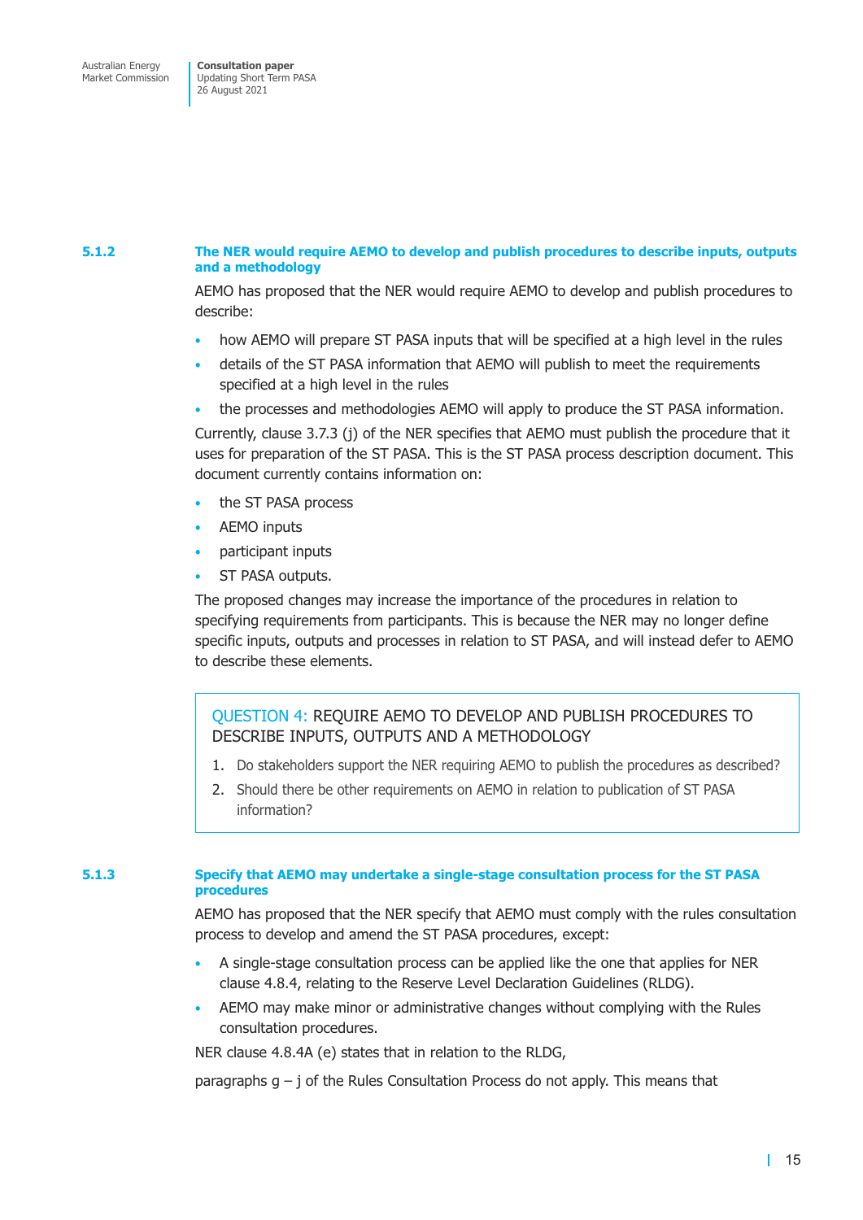### 5.1.2 The NER would require AEMO to develop and publish procedures to describe inputs, outputs and a methodology

AEMO has proposed that the NER would require AEMO to develop and publish procedures to describe:

- how AEMO will prepare ST PASA inputs that will be specified at a high level in the rules
- details of the ST PASA information that AEMO will publish to meet the requirements specified at a high level in the rules
- the processes and methodologies AEMO will apply to produce the ST PASA information.

Currently, clause 3.7.3 (j) of the NER specifies that AEMO must publish the procedure that it uses for preparation of the ST PASA. This is the ST PASA process description document. This document currently contains information on:

- the ST PASA process
- AEMO inputs
- participant inputs
- ST PASA outputs.

The proposed changes may increase the importance of the procedures in relation to specifying requirements from participants. This is because the NER may no longer define specific inputs, outputs and processes in relation to ST PASA, and will instead defer to AEMO to describe these elements.

> QUESTION 4: REQUIRE AEMO TO DEVELOP AND PUBLISH PROCEDURES TO DESCRIBE INPUTS, OUTPUTS AND A METHODOLOGY
>
> 1. Do stakeholders support the NER requiring AEMO to publish the procedures as described?
> 2. Should there be other requirements on AEMO in relation to publication of ST PASA information?

### 5.1.3 Specify that AEMO may undertake a single-stage consultation process for the ST PASA procedures

AEMO has proposed that the NER specify that AEMO must comply with the rules consultation process to develop and amend the ST PASA procedures, except:

- A single-stage consultation process can be applied like the one that applies for NER clause 4.8.4, relating to the Reserve Level Declaration Guidelines (RLDG).
- AEMO may make minor or administrative changes without complying with the Rules consultation procedures.

NER clause 4.8.4A (e) states that in relation to the RLDG,

paragraphs g – j of the Rules Consultation Process do not apply. This means that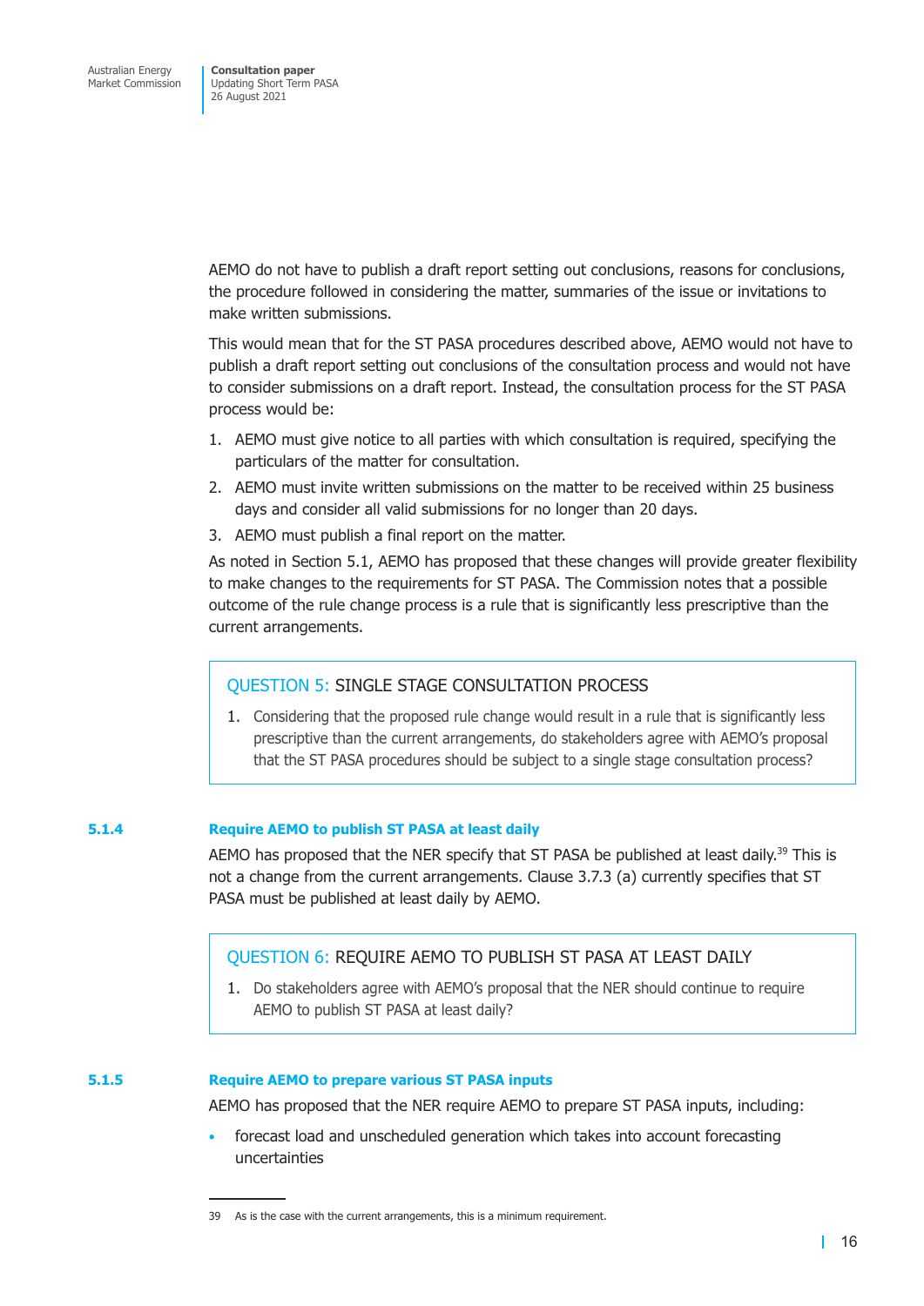AEMO do not have to publish a draft report setting out conclusions, reasons for conclusions, the procedure followed in considering the matter, summaries of the issue or invitations to make written submissions.

This would mean that for the ST PASA procedures described above, AEMO would not have to publish a draft report setting out conclusions of the consultation process and would not have to consider submissions on a draft report. Instead, the consultation process for the ST PASA process would be:

1. AEMO must give notice to all parties with which consultation is required, specifying the particulars of the matter for consultation.
2. AEMO must invite written submissions on the matter to be received within 25 business days and consider all valid submissions for no longer than 20 days.
3. AEMO must publish a final report on the matter.

As noted in Section 5.1, AEMO has proposed that these changes will provide greater flexibility to make changes to the requirements for ST PASA. The Commission notes that a possible outcome of the rule change process is a rule that is significantly less prescriptive than the current arrangements.

> **QUESTION 5: SINGLE STAGE CONSULTATION PROCESS**
>
> 1. Considering that the proposed rule change would result in a rule that is significantly less prescriptive than the current arrangements, do stakeholders agree with AEMO's proposal that the ST PASA procedures should be subject to a single stage consultation process?

### 5.1.4 Require AEMO to publish ST PASA at least daily

AEMO has proposed that the NER specify that ST PASA be published at least daily.[39] This is not a change from the current arrangements. Clause 3.7.3 (a) currently specifies that ST PASA must be published at least daily by AEMO.

> **QUESTION 6: REQUIRE AEMO TO PUBLISH ST PASA AT LEAST DAILY**
>
> 1. Do stakeholders agree with AEMO's proposal that the NER should continue to require AEMO to publish ST PASA at least daily?

### 5.1.5 Require AEMO to prepare various ST PASA inputs

AEMO has proposed that the NER require AEMO to prepare ST PASA inputs, including:

- forecast load and unscheduled generation which takes into account forecasting uncertainties

---

39 As is the case with the current arrangements, this is a minimum requirement.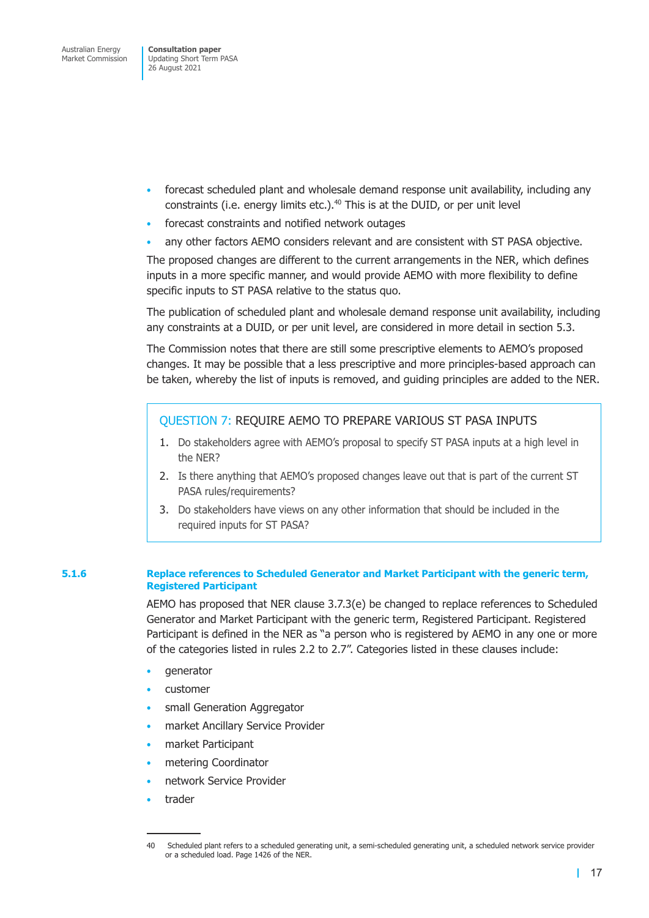- forecast scheduled plant and wholesale demand response unit availability, including any constraints (i.e. energy limits etc.).[40] This is at the DUID, or per unit level
- forecast constraints and notified network outages
- any other factors AEMO considers relevant and are consistent with ST PASA objective.

The proposed changes are different to the current arrangements in the NER, which defines inputs in a more specific manner, and would provide AEMO with more flexibility to define specific inputs to ST PASA relative to the status quo.

The publication of scheduled plant and wholesale demand response unit availability, including any constraints at a DUID, or per unit level, are considered in more detail in section 5.3.

The Commission notes that there are still some prescriptive elements to AEMO's proposed changes. It may be possible that a less prescriptive and more principles-based approach can be taken, whereby the list of inputs is removed, and guiding principles are added to the NER.

> **QUESTION 7: REQUIRE AEMO TO PREPARE VARIOUS ST PASA INPUTS**
>
> 1. Do stakeholders agree with AEMO's proposal to specify ST PASA inputs at a high level in the NER?
> 2. Is there anything that AEMO's proposed changes leave out that is part of the current ST PASA rules/requirements?
> 3. Do stakeholders have views on any other information that should be included in the required inputs for ST PASA?

### 5.1.6 Replace references to Scheduled Generator and Market Participant with the generic term, Registered Participant

AEMO has proposed that NER clause 3.7.3(e) be changed to replace references to Scheduled Generator and Market Participant with the generic term, Registered Participant. Registered Participant is defined in the NER as "a person who is registered by AEMO in any one or more of the categories listed in rules 2.2 to 2.7". Categories listed in these clauses include:

- generator
- customer
- small Generation Aggregator
- market Ancillary Service Provider
- market Participant
- metering Coordinator
- network Service Provider
- trader

---

40 Scheduled plant refers to a scheduled generating unit, a semi-scheduled generating unit, a scheduled network service provider or a scheduled load. Page 1426 of the NER.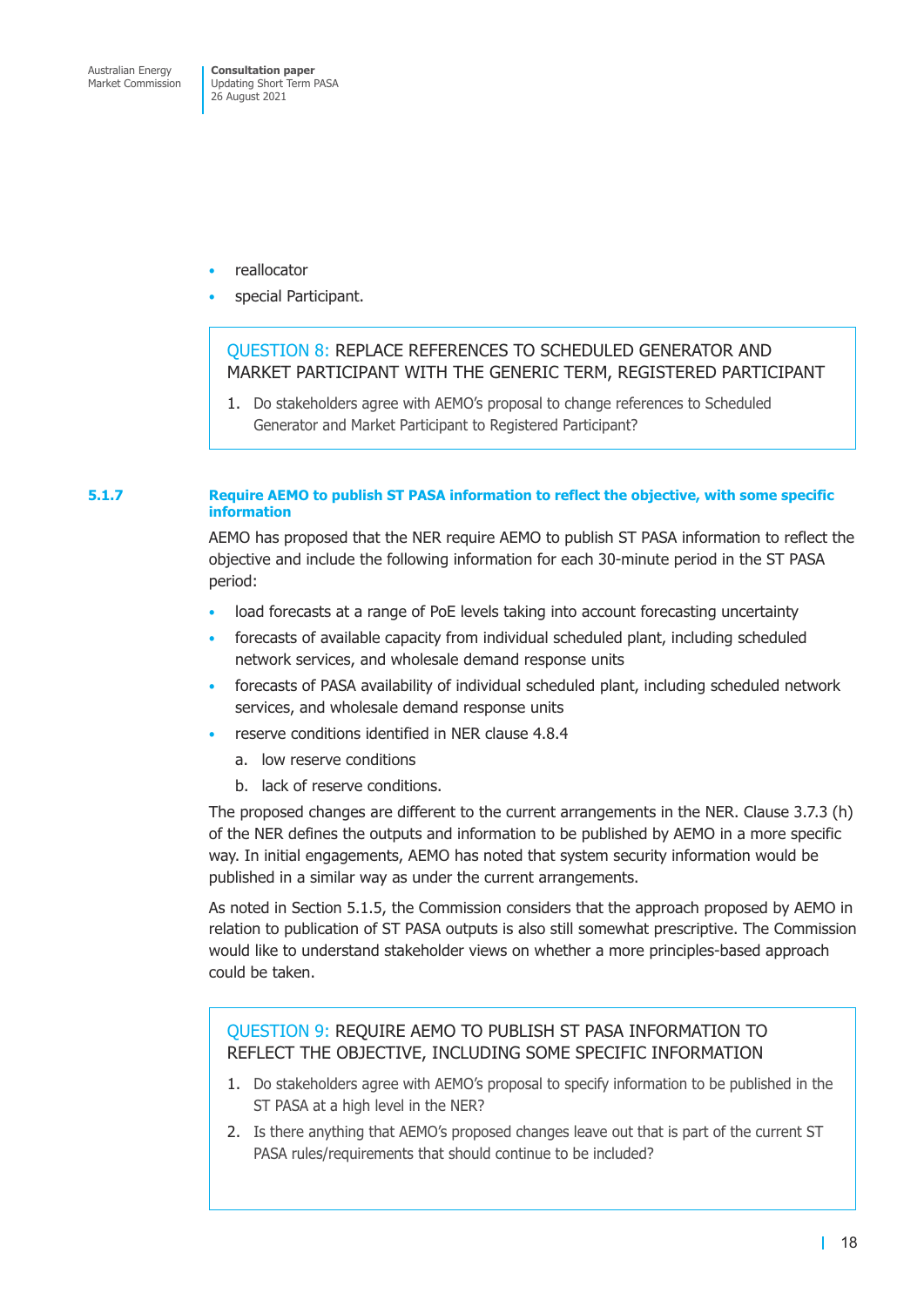- reallocator
- special Participant.

> QUESTION 8: REPLACE REFERENCES TO SCHEDULED GENERATOR AND MARKET PARTICIPANT WITH THE GENERIC TERM, REGISTERED PARTICIPANT
>
> 1. Do stakeholders agree with AEMO's proposal to change references to Scheduled Generator and Market Participant to Registered Participant?

#### 5.1.7 Require AEMO to publish ST PASA information to reflect the objective, with some specific information

AEMO has proposed that the NER require AEMO to publish ST PASA information to reflect the objective and include the following information for each 30-minute period in the ST PASA period:

- load forecasts at a range of PoE levels taking into account forecasting uncertainty
- forecasts of available capacity from individual scheduled plant, including scheduled network services, and wholesale demand response units
- forecasts of PASA availability of individual scheduled plant, including scheduled network services, and wholesale demand response units
- reserve conditions identified in NER clause 4.8.4
  a. low reserve conditions
  b. lack of reserve conditions.

The proposed changes are different to the current arrangements in the NER. Clause 3.7.3 (h) of the NER defines the outputs and information to be published by AEMO in a more specific way. In initial engagements, AEMO has noted that system security information would be published in a similar way as under the current arrangements.

As noted in Section 5.1.5, the Commission considers that the approach proposed by AEMO in relation to publication of ST PASA outputs is also still somewhat prescriptive. The Commission would like to understand stakeholder views on whether a more principles-based approach could be taken.

> QUESTION 9: REQUIRE AEMO TO PUBLISH ST PASA INFORMATION TO REFLECT THE OBJECTIVE, INCLUDING SOME SPECIFIC INFORMATION
>
> 1. Do stakeholders agree with AEMO's proposal to specify information to be published in the ST PASA at a high level in the NER?
> 2. Is there anything that AEMO's proposed changes leave out that is part of the current ST PASA rules/requirements that should continue to be included?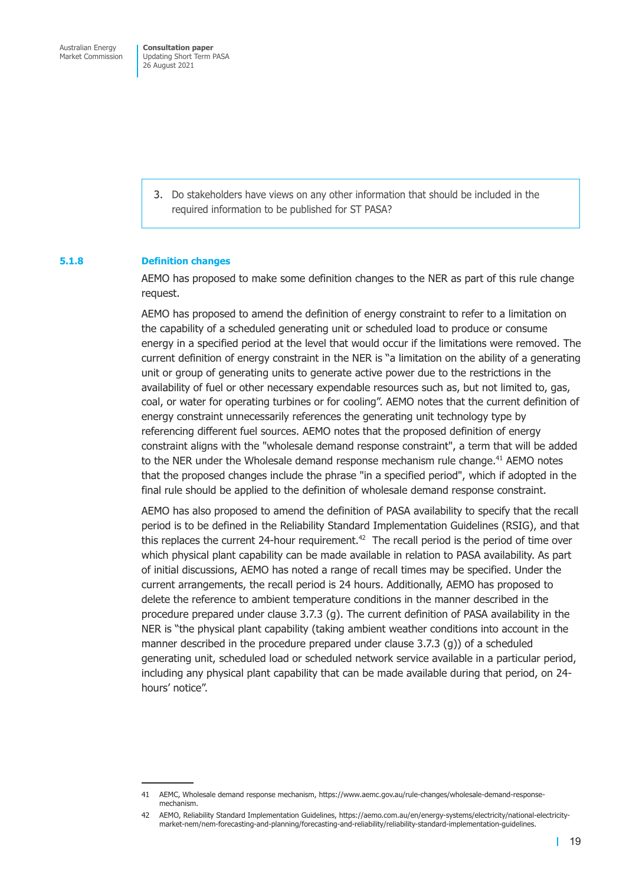3. Do stakeholders have views on any other information that should be included in the required information to be published for ST PASA?

### 5.1.8 Definition changes

AEMO has proposed to make some definition changes to the NER as part of this rule change request.

AEMO has proposed to amend the definition of energy constraint to refer to a limitation on the capability of a scheduled generating unit or scheduled load to produce or consume energy in a specified period at the level that would occur if the limitations were removed. The current definition of energy constraint in the NER is "a limitation on the ability of a generating unit or group of generating units to generate active power due to the restrictions in the availability of fuel or other necessary expendable resources such as, but not limited to, gas, coal, or water for operating turbines or for cooling". AEMO notes that the current definition of energy constraint unnecessarily references the generating unit technology type by referencing different fuel sources. AEMO notes that the proposed definition of energy constraint aligns with the "wholesale demand response constraint", a term that will be added to the NER under the Wholesale demand response mechanism rule change.[41] AEMO notes that the proposed changes include the phrase "in a specified period", which if adopted in the final rule should be applied to the definition of wholesale demand response constraint.

AEMO has also proposed to amend the definition of PASA availability to specify that the recall period is to be defined in the Reliability Standard Implementation Guidelines (RSIG), and that this replaces the current 24-hour requirement.[42] The recall period is the period of time over which physical plant capability can be made available in relation to PASA availability. As part of initial discussions, AEMO has noted a range of recall times may be specified. Under the current arrangements, the recall period is 24 hours. Additionally, AEMO has proposed to delete the reference to ambient temperature conditions in the manner described in the procedure prepared under clause 3.7.3 (g). The current definition of PASA availability in the NER is "the physical plant capability (taking ambient weather conditions into account in the manner described in the procedure prepared under clause 3.7.3 (g)) of a scheduled generating unit, scheduled load or scheduled network service available in a particular period, including any physical plant capability that can be made available during that period, on 24-hours' notice".

---

41 AEMC, Wholesale demand response mechanism, https://www.aemc.gov.au/rule-changes/wholesale-demand-response-mechanism.

42 AEMO, Reliability Standard Implementation Guidelines, https://aemo.com.au/en/energy-systems/electricity/national-electricity-market-nem/nem-forecasting-and-planning/forecasting-and-reliability/reliability-standard-implementation-guidelines.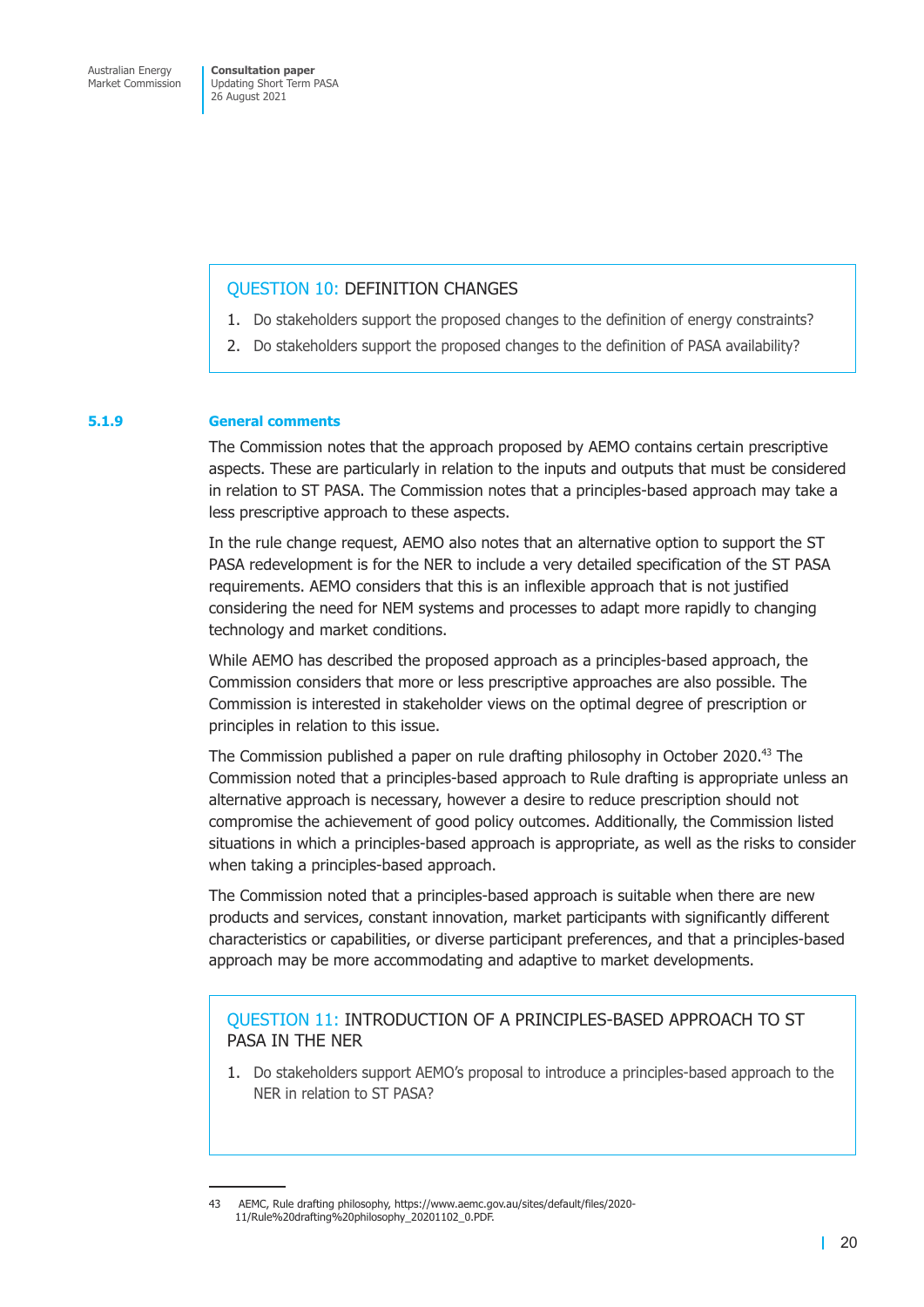> **QUESTION 10: DEFINITION CHANGES**
>
> 1. Do stakeholders support the proposed changes to the definition of energy constraints?
> 2. Do stakeholders support the proposed changes to the definition of PASA availability?

### 5.1.9 General comments

The Commission notes that the approach proposed by AEMO contains certain prescriptive aspects. These are particularly in relation to the inputs and outputs that must be considered in relation to ST PASA. The Commission notes that a principles-based approach may take a less prescriptive approach to these aspects.

In the rule change request, AEMO also notes that an alternative option to support the ST PASA redevelopment is for the NER to include a very detailed specification of the ST PASA requirements. AEMO considers that this is an inflexible approach that is not justified considering the need for NEM systems and processes to adapt more rapidly to changing technology and market conditions.

While AEMO has described the proposed approach as a principles-based approach, the Commission considers that more or less prescriptive approaches are also possible. The Commission is interested in stakeholder views on the optimal degree of prescription or principles in relation to this issue.

The Commission published a paper on rule drafting philosophy in October 2020.[43] The Commission noted that a principles-based approach to Rule drafting is appropriate unless an alternative approach is necessary, however a desire to reduce prescription should not compromise the achievement of good policy outcomes. Additionally, the Commission listed situations in which a principles-based approach is appropriate, as well as the risks to consider when taking a principles-based approach.

The Commission noted that a principles-based approach is suitable when there are new products and services, constant innovation, market participants with significantly different characteristics or capabilities, or diverse participant preferences, and that a principles-based approach may be more accommodating and adaptive to market developments.

> **QUESTION 11: INTRODUCTION OF A PRINCIPLES-BASED APPROACH TO ST PASA IN THE NER**
>
> 1. Do stakeholders support AEMO's proposal to introduce a principles-based approach to the NER in relation to ST PASA?

---

43 AEMC, Rule drafting philosophy, https://www.aemc.gov.au/sites/default/files/2020-11/Rule%20drafting%20philosophy_20201102_0.PDF.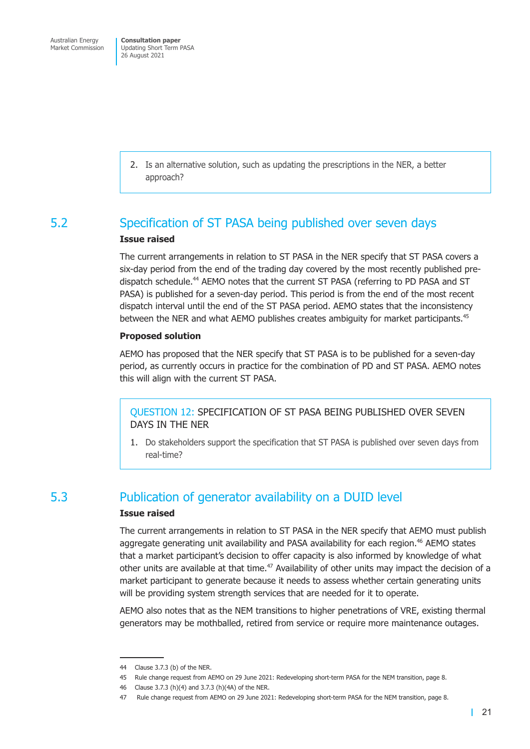2. Is an alternative solution, such as updating the prescriptions in the NER, a better approach?

## 5.2 Specification of ST PASA being published over seven days

**Issue raised**

The current arrangements in relation to ST PASA in the NER specify that ST PASA covers a six-day period from the end of the trading day covered by the most recently published pre-dispatch schedule.[44] AEMO notes that the current ST PASA (referring to PD PASA and ST PASA) is published for a seven-day period. This period is from the end of the most recent dispatch interval until the end of the ST PASA period. AEMO states that the inconsistency between the NER and what AEMO publishes creates ambiguity for market participants.[45]

**Proposed solution**

AEMO has proposed that the NER specify that ST PASA is to be published for a seven-day period, as currently occurs in practice for the combination of PD and ST PASA. AEMO notes this will align with the current ST PASA.

> QUESTION 12: SPECIFICATION OF ST PASA BEING PUBLISHED OVER SEVEN DAYS IN THE NER
>
> 1. Do stakeholders support the specification that ST PASA is published over seven days from real-time?

## 5.3 Publication of generator availability on a DUID level

**Issue raised**

The current arrangements in relation to ST PASA in the NER specify that AEMO must publish aggregate generating unit availability and PASA availability for each region.[46] AEMO states that a market participant's decision to offer capacity is also informed by knowledge of what other units are available at that time.[47] Availability of other units may impact the decision of a market participant to generate because it needs to assess whether certain generating units will be providing system strength services that are needed for it to operate.

AEMO also notes that as the NEM transitions to higher penetrations of VRE, existing thermal generators may be mothballed, retired from service or require more maintenance outages.

---

44 Clause 3.7.3 (b) of the NER.

45 Rule change request from AEMO on 29 June 2021: Redeveloping short-term PASA for the NEM transition, page 8.

46 Clause 3.7.3 (h)(4) and 3.7.3 (h)(4A) of the NER.

47 Rule change request from AEMO on 29 June 2021: Redeveloping short-term PASA for the NEM transition, page 8.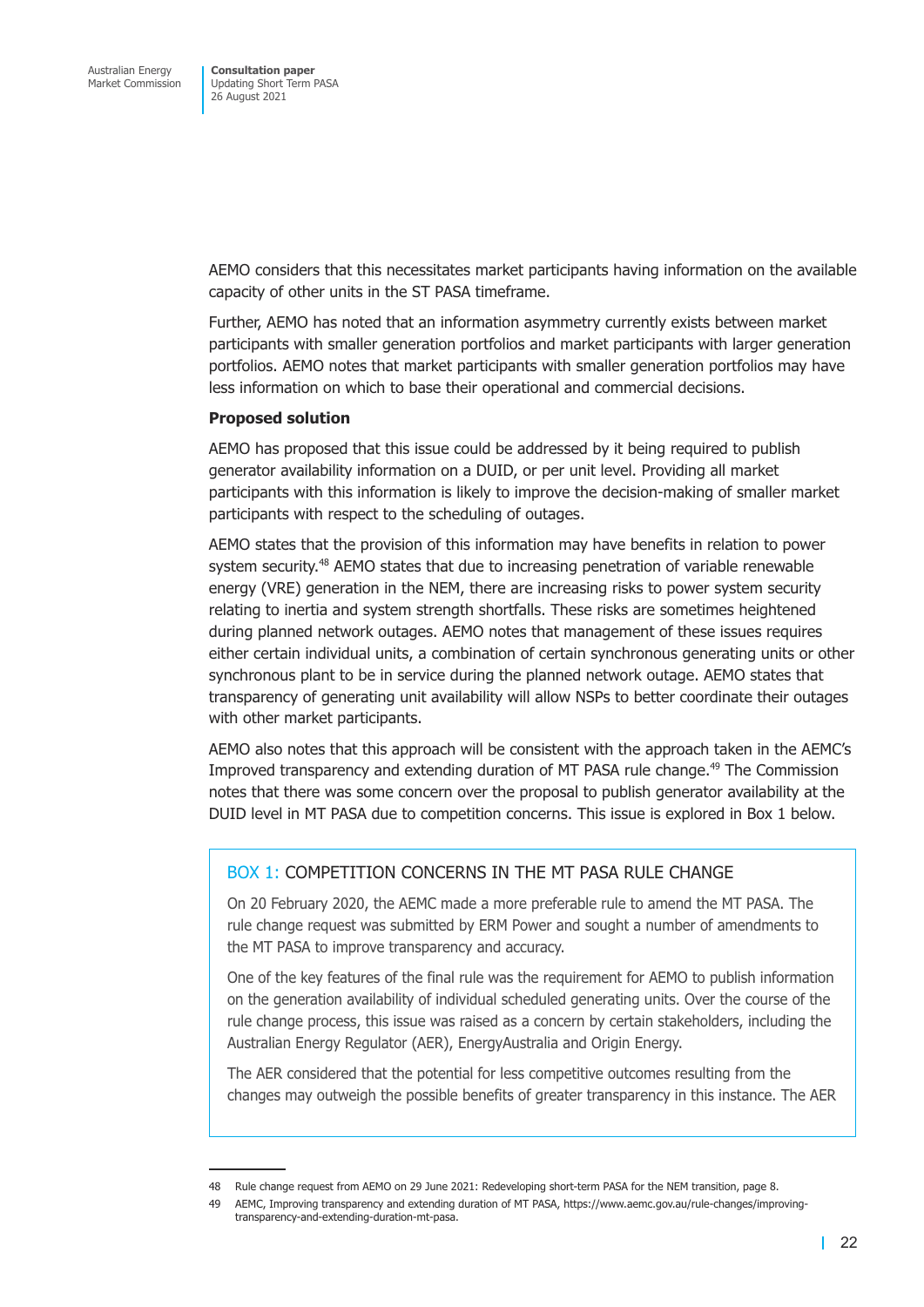AEMO considers that this necessitates market participants having information on the available capacity of other units in the ST PASA timeframe.

Further, AEMO has noted that an information asymmetry currently exists between market participants with smaller generation portfolios and market participants with larger generation portfolios. AEMO notes that market participants with smaller generation portfolios may have less information on which to base their operational and commercial decisions.

**Proposed solution**

AEMO has proposed that this issue could be addressed by it being required to publish generator availability information on a DUID, or per unit level. Providing all market participants with this information is likely to improve the decision-making of smaller market participants with respect to the scheduling of outages.

AEMO states that the provision of this information may have benefits in relation to power system security.[48] AEMO states that due to increasing penetration of variable renewable energy (VRE) generation in the NEM, there are increasing risks to power system security relating to inertia and system strength shortfalls. These risks are sometimes heightened during planned network outages. AEMO notes that management of these issues requires either certain individual units, a combination of certain synchronous generating units or other synchronous plant to be in service during the planned network outage. AEMO states that transparency of generating unit availability will allow NSPs to better coordinate their outages with other market participants.

AEMO also notes that this approach will be consistent with the approach taken in the AEMC's Improved transparency and extending duration of MT PASA rule change.[49] The Commission notes that there was some concern over the proposal to publish generator availability at the DUID level in MT PASA due to competition concerns. This issue is explored in Box 1 below.

### BOX 1: COMPETITION CONCERNS IN THE MT PASA RULE CHANGE

On 20 February 2020, the AEMC made a more preferable rule to amend the MT PASA. The rule change request was submitted by ERM Power and sought a number of amendments to the MT PASA to improve transparency and accuracy.

One of the key features of the final rule was the requirement for AEMO to publish information on the generation availability of individual scheduled generating units. Over the course of the rule change process, this issue was raised as a concern by certain stakeholders, including the Australian Energy Regulator (AER), EnergyAustralia and Origin Energy.

The AER considered that the potential for less competitive outcomes resulting from the changes may outweigh the possible benefits of greater transparency in this instance. The AER

---

48 Rule change request from AEMO on 29 June 2021: Redeveloping short-term PASA for the NEM transition, page 8.

49 AEMC, Improving transparency and extending duration of MT PASA, https://www.aemc.gov.au/rule-changes/improving-transparency-and-extending-duration-mt-pasa.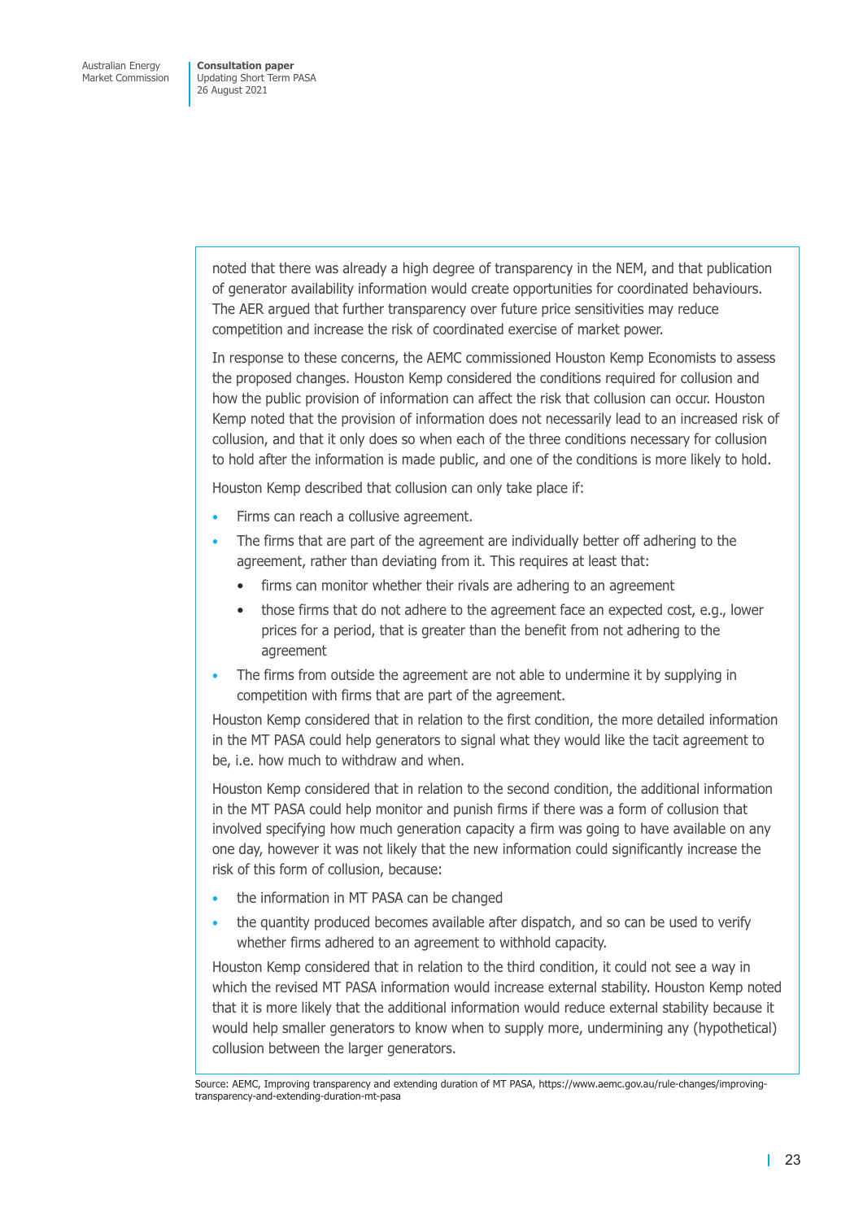noted that there was already a high degree of transparency in the NEM, and that publication of generator availability information would create opportunities for coordinated behaviours. The AER argued that further transparency over future price sensitivities may reduce competition and increase the risk of coordinated exercise of market power.

In response to these concerns, the AEMC commissioned Houston Kemp Economists to assess the proposed changes. Houston Kemp considered the conditions required for collusion and how the public provision of information can affect the risk that collusion can occur. Houston Kemp noted that the provision of information does not necessarily lead to an increased risk of collusion, and that it only does so when each of the three conditions necessary for collusion to hold after the information is made public, and one of the conditions is more likely to hold.

Houston Kemp described that collusion can only take place if:

- Firms can reach a collusive agreement.
- The firms that are part of the agreement are individually better off adhering to the agreement, rather than deviating from it. This requires at least that:
  - firms can monitor whether their rivals are adhering to an agreement
  - those firms that do not adhere to the agreement face an expected cost, e.g., lower prices for a period, that is greater than the benefit from not adhering to the agreement
- The firms from outside the agreement are not able to undermine it by supplying in competition with firms that are part of the agreement.

Houston Kemp considered that in relation to the first condition, the more detailed information in the MT PASA could help generators to signal what they would like the tacit agreement to be, i.e. how much to withdraw and when.

Houston Kemp considered that in relation to the second condition, the additional information in the MT PASA could help monitor and punish firms if there was a form of collusion that involved specifying how much generation capacity a firm was going to have available on any one day, however it was not likely that the new information could significantly increase the risk of this form of collusion, because:

- the information in MT PASA can be changed
- the quantity produced becomes available after dispatch, and so can be used to verify whether firms adhered to an agreement to withhold capacity.

Houston Kemp considered that in relation to the third condition, it could not see a way in which the revised MT PASA information would increase external stability. Houston Kemp noted that it is more likely that the additional information would reduce external stability because it would help smaller generators to know when to supply more, undermining any (hypothetical) collusion between the larger generators.

Source: AEMC, Improving transparency and extending duration of MT PASA, https://www.aemc.gov.au/rule-changes/improving-transparency-and-extending-duration-mt-pasa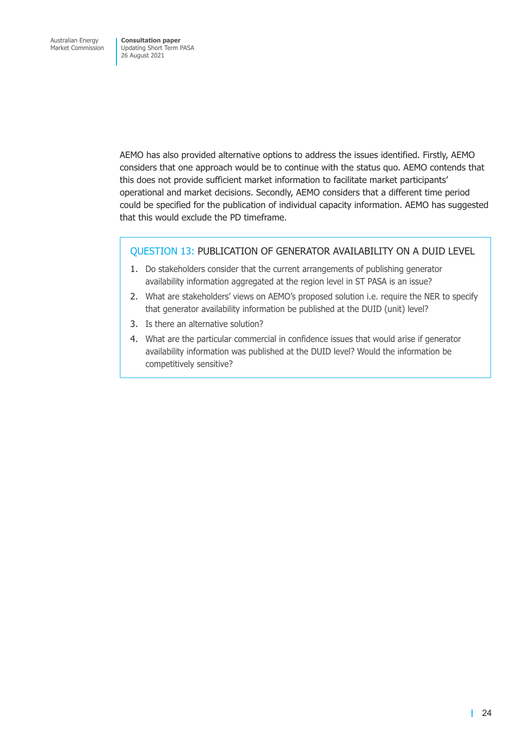AEMO has also provided alternative options to address the issues identified. Firstly, AEMO considers that one approach would be to continue with the status quo. AEMO contends that this does not provide sufficient market information to facilitate market participants' operational and market decisions. Secondly, AEMO considers that a different time period could be specified for the publication of individual capacity information. AEMO has suggested that this would exclude the PD timeframe.

### QUESTION 13: PUBLICATION OF GENERATOR AVAILABILITY ON A DUID LEVEL

1. Do stakeholders consider that the current arrangements of publishing generator availability information aggregated at the region level in ST PASA is an issue?
2. What are stakeholders' views on AEMO's proposed solution i.e. require the NER to specify that generator availability information be published at the DUID (unit) level?
3. Is there an alternative solution?
4. What are the particular commercial in confidence issues that would arise if generator availability information was published at the DUID level? Would the information be competitively sensitive?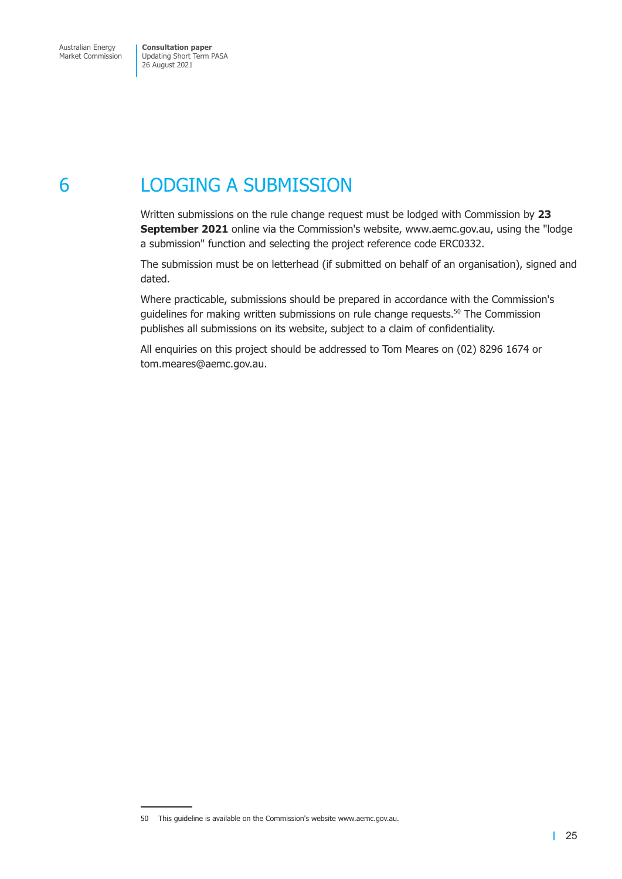# 6 LODGING A SUBMISSION

Written submissions on the rule change request must be lodged with Commission by **23 September 2021** online via the Commission's website, www.aemc.gov.au, using the "lodge a submission" function and selecting the project reference code ERC0332.

The submission must be on letterhead (if submitted on behalf of an organisation), signed and dated.

Where practicable, submissions should be prepared in accordance with the Commission's guidelines for making written submissions on rule change requests.[50] The Commission publishes all submissions on its website, subject to a claim of confidentiality.

All enquiries on this project should be addressed to Tom Meares on (02) 8296 1674 or tom.meares@aemc.gov.au.

---

50 This guideline is available on the Commission's website www.aemc.gov.au.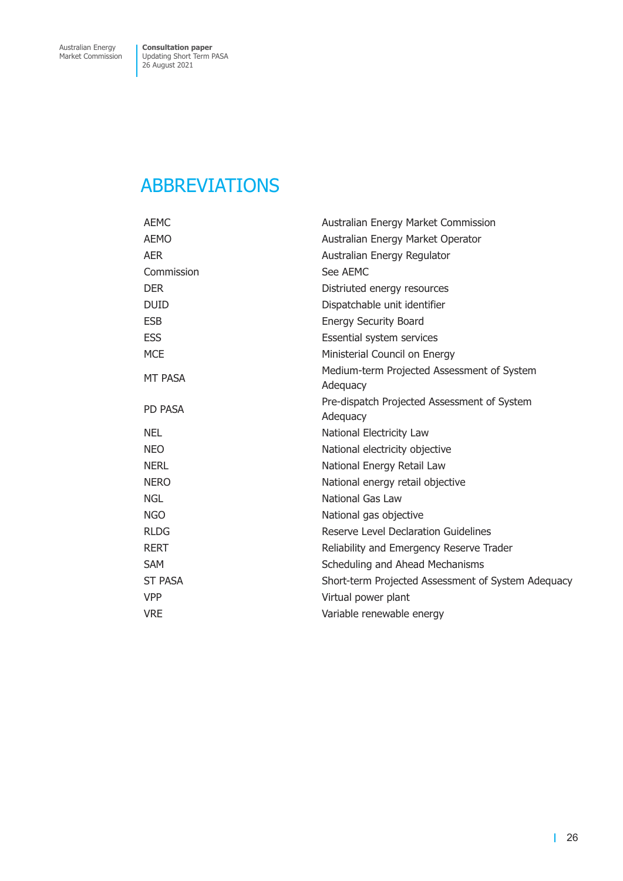# ABBREVIATIONS

| | |
|---|---|
| AEMC | Australian Energy Market Commission |
| AEMO | Australian Energy Market Operator |
| AER | Australian Energy Regulator |
| Commission | See AEMC |
| DER | Distriuted energy resources |
| DUID | Dispatchable unit identifier |
| ESB | Energy Security Board |
| ESS | Essential system services |
| MCE | Ministerial Council on Energy |
| MT PASA | Medium-term Projected Assessment of System Adequacy |
| PD PASA | Pre-dispatch Projected Assessment of System Adequacy |
| NEL | National Electricity Law |
| NEO | National electricity objective |
| NERL | National Energy Retail Law |
| NERO | National energy retail objective |
| NGL | National Gas Law |
| NGO | National gas objective |
| RLDG | Reserve Level Declaration Guidelines |
| RERT | Reliability and Emergency Reserve Trader |
| SAM | Scheduling and Ahead Mechanisms |
| ST PASA | Short-term Projected Assessment of System Adequacy |
| VPP | Virtual power plant |
| VRE | Variable renewable energy |